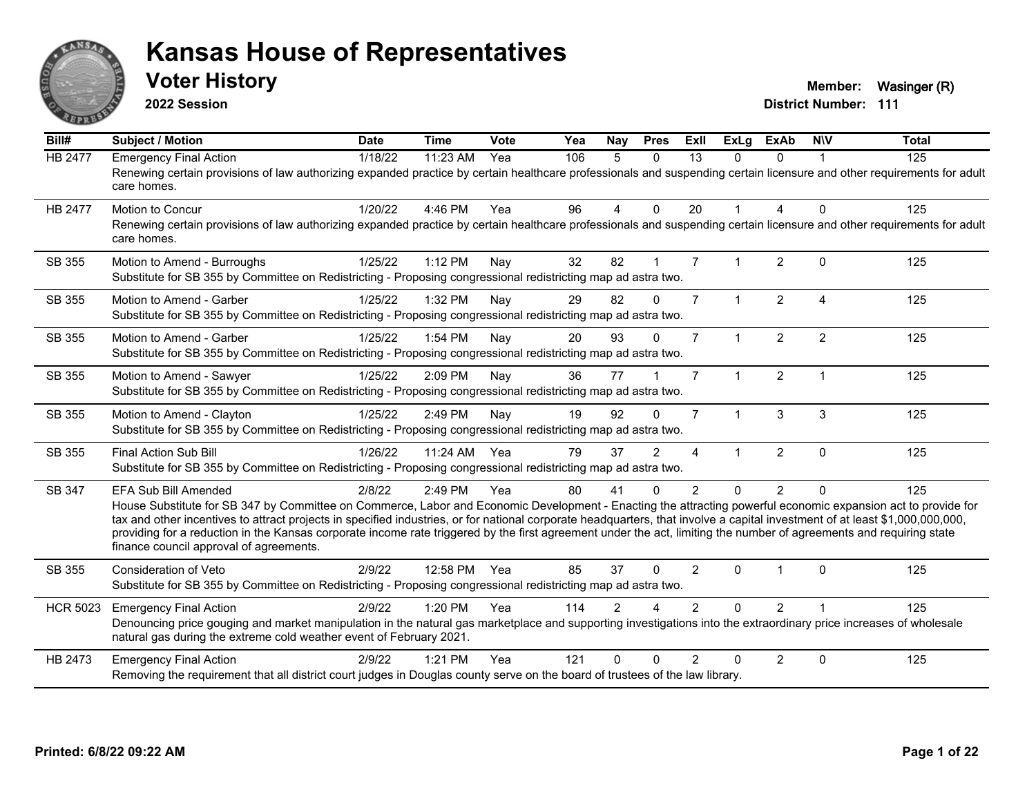# Kansas House of Representatives

## Voter History

**2022 Session**

**Member:** Wasinger (R)

**District Number:** 111

| Bill# | Subject / Motion | Date | Time | Vote | Yea | Nay | Pres | ExII | ExLg | ExAb | N\V | Total |
|---|---|---|---|---|---|---|---|---|---|---|---|---|
| HB 2477 | Emergency Final Action | 1/18/22 | 11:23 AM | Yea | 106 | 5 | 0 | 13 | 0 | 0 | 1 | 125 |
| | Renewing certain provisions of law authorizing expanded practice by certain healthcare professionals and suspending certain licensure and other requirements for adult care homes. | | | | | | | | | | | |
| HB 2477 | Motion to Concur | 1/20/22 | 4:46 PM | Yea | 96 | 4 | 0 | 20 | 1 | 4 | 0 | 125 |
| | Renewing certain provisions of law authorizing expanded practice by certain healthcare professionals and suspending certain licensure and other requirements for adult care homes. | | | | | | | | | | | |
| SB 355 | Motion to Amend - Burroughs | 1/25/22 | 1:12 PM | Nay | 32 | 82 | 1 | 7 | 1 | 2 | 0 | 125 |
| | Substitute for SB 355 by Committee on Redistricting - Proposing congressional redistricting map ad astra two. | | | | | | | | | | | |
| SB 355 | Motion to Amend - Garber | 1/25/22 | 1:32 PM | Nay | 29 | 82 | 0 | 7 | 1 | 2 | 4 | 125 |
| | Substitute for SB 355 by Committee on Redistricting - Proposing congressional redistricting map ad astra two. | | | | | | | | | | | |
| SB 355 | Motion to Amend - Garber | 1/25/22 | 1:54 PM | Nay | 20 | 93 | 0 | 7 | 1 | 2 | 2 | 125 |
| | Substitute for SB 355 by Committee on Redistricting - Proposing congressional redistricting map ad astra two. | | | | | | | | | | | |
| SB 355 | Motion to Amend - Sawyer | 1/25/22 | 2:09 PM | Nay | 36 | 77 | 1 | 7 | 1 | 2 | 1 | 125 |
| | Substitute for SB 355 by Committee on Redistricting - Proposing congressional redistricting map ad astra two. | | | | | | | | | | | |
| SB 355 | Motion to Amend - Clayton | 1/25/22 | 2:49 PM | Nay | 19 | 92 | 0 | 7 | 1 | 3 | 3 | 125 |
| | Substitute for SB 355 by Committee on Redistricting - Proposing congressional redistricting map ad astra two. | | | | | | | | | | | |
| SB 355 | Final Action Sub Bill | 1/26/22 | 11:24 AM | Yea | 79 | 37 | 2 | 4 | 1 | 2 | 0 | 125 |
| | Substitute for SB 355 by Committee on Redistricting - Proposing congressional redistricting map ad astra two. | | | | | | | | | | | |
| SB 347 | EFA Sub Bill Amended | 2/8/22 | 2:49 PM | Yea | 80 | 41 | 0 | 2 | 0 | 2 | 0 | 125 |
| | House Substitute for SB 347 by Committee on Commerce, Labor and Economic Development - Enacting the attracting powerful economic expansion act to provide for tax and other incentives to attract projects in specified industries, or for national corporate headquarters, that involve a capital investment of at least $1,000,000,000, providing for a reduction in the Kansas corporate income rate triggered by the first agreement under the act, limiting the number of agreements and requiring state finance council approval of agreements. | | | | | | | | | | | |
| SB 355 | Consideration of Veto | 2/9/22 | 12:58 PM | Yea | 85 | 37 | 0 | 2 | 0 | 1 | 0 | 125 |
| | Substitute for SB 355 by Committee on Redistricting - Proposing congressional redistricting map ad astra two. | | | | | | | | | | | |
| HCR 5023 | Emergency Final Action | 2/9/22 | 1:20 PM | Yea | 114 | 2 | 4 | 2 | 0 | 2 | 1 | 125 |
| | Denouncing price gouging and market manipulation in the natural gas marketplace and supporting investigations into the extraordinary price increases of wholesale natural gas during the extreme cold weather event of February 2021. | | | | | | | | | | | |
| HB 2473 | Emergency Final Action | 2/9/22 | 1:21 PM | Yea | 121 | 0 | 0 | 2 | 0 | 2 | 0 | 125 |
| | Removing the requirement that all district court judges in Douglas county serve on the board of trustees of the law library. | | | | | | | | | | | |

**Printed: 6/8/22 09:22 AM**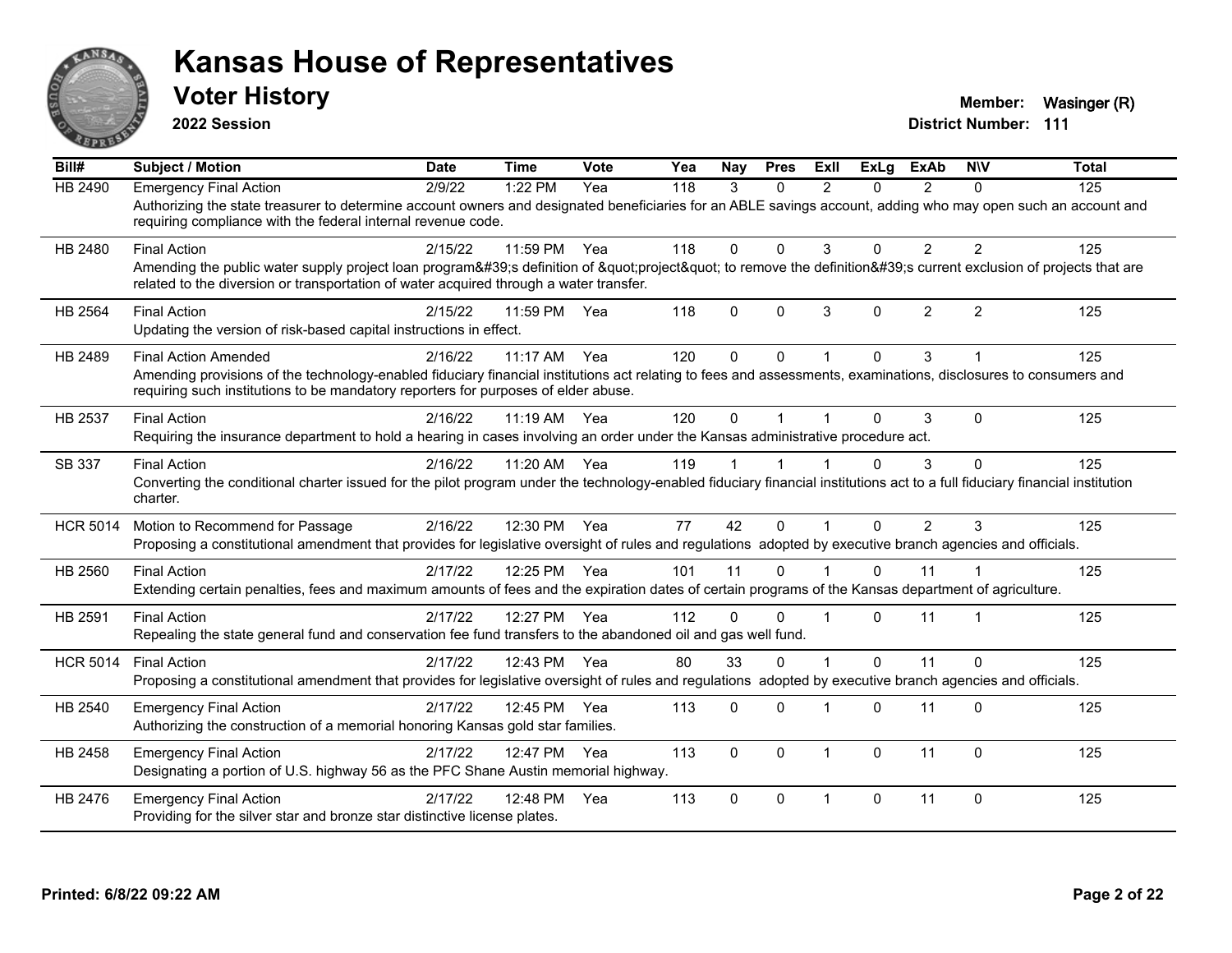# Kansas House of Representatives

## Voter History

**2022 Session**

**Member:** Wasinger (R)
**District Number:** 111

| Bill# | Subject / Motion | Date | Time | Vote | Yea | Nay | Pres | ExII | ExLg | ExAb | N\V | Total |
|---|---|---|---|---|---|---|---|---|---|---|---|---|
| HB 2490 | Emergency Final Action | 2/9/22 | 1:22 PM | Yea | 118 | 3 | 0 | 2 | 0 | 2 | 0 | 125 |
| | Authorizing the state treasurer to determine account owners and designated beneficiaries for an ABLE savings account, adding who may open such an account and requiring compliance with the federal internal revenue code. | | | | | | | | | | | |
| HB 2480 | Final Action | 2/15/22 | 11:59 PM | Yea | 118 | 0 | 0 | 3 | 0 | 2 | 2 | 125 |
| | Amending the public water supply project loan program&#39;s definition of &quot;project&quot; to remove the definition&#39;s current exclusion of projects that are related to the diversion or transportation of water acquired through a water transfer. | | | | | | | | | | | |
| HB 2564 | Final Action | 2/15/22 | 11:59 PM | Yea | 118 | 0 | 0 | 3 | 0 | 2 | 2 | 125 |
| | Updating the version of risk-based capital instructions in effect. | | | | | | | | | | | |
| HB 2489 | Final Action Amended | 2/16/22 | 11:17 AM | Yea | 120 | 0 | 0 | 1 | 0 | 3 | 1 | 125 |
| | Amending provisions of the technology-enabled fiduciary financial institutions act relating to fees and assessments, examinations, disclosures to consumers and requiring such institutions to be mandatory reporters for purposes of elder abuse. | | | | | | | | | | | |
| HB 2537 | Final Action | 2/16/22 | 11:19 AM | Yea | 120 | 0 | 1 | 1 | 0 | 3 | 0 | 125 |
| | Requiring the insurance department to hold a hearing in cases involving an order under the Kansas administrative procedure act. | | | | | | | | | | | |
| SB 337 | Final Action | 2/16/22 | 11:20 AM | Yea | 119 | 1 | 1 | 1 | 0 | 3 | 0 | 125 |
| | Converting the conditional charter issued for the pilot program under the technology-enabled fiduciary financial institutions act to a full fiduciary financial institution charter. | | | | | | | | | | | |
| HCR 5014 | Motion to Recommend for Passage | 2/16/22 | 12:30 PM | Yea | 77 | 42 | 0 | 1 | 0 | 2 | 3 | 125 |
| | Proposing a constitutional amendment that provides for legislative oversight of rules and regulations adopted by executive branch agencies and officials. | | | | | | | | | | | |
| HB 2560 | Final Action | 2/17/22 | 12:25 PM | Yea | 101 | 11 | 0 | 1 | 0 | 11 | 1 | 125 |
| | Extending certain penalties, fees and maximum amounts of fees and the expiration dates of certain programs of the Kansas department of agriculture. | | | | | | | | | | | |
| HB 2591 | Final Action | 2/17/22 | 12:27 PM | Yea | 112 | 0 | 0 | 1 | 0 | 11 | 1 | 125 |
| | Repealing the state general fund and conservation fee fund transfers to the abandoned oil and gas well fund. | | | | | | | | | | | |
| HCR 5014 | Final Action | 2/17/22 | 12:43 PM | Yea | 80 | 33 | 0 | 1 | 0 | 11 | 0 | 125 |
| | Proposing a constitutional amendment that provides for legislative oversight of rules and regulations adopted by executive branch agencies and officials. | | | | | | | | | | | |
| HB 2540 | Emergency Final Action | 2/17/22 | 12:45 PM | Yea | 113 | 0 | 0 | 1 | 0 | 11 | 0 | 125 |
| | Authorizing the construction of a memorial honoring Kansas gold star families. | | | | | | | | | | | |
| HB 2458 | Emergency Final Action | 2/17/22 | 12:47 PM | Yea | 113 | 0 | 0 | 1 | 0 | 11 | 0 | 125 |
| | Designating a portion of U.S. highway 56 as the PFC Shane Austin memorial highway. | | | | | | | | | | | |
| HB 2476 | Emergency Final Action | 2/17/22 | 12:48 PM | Yea | 113 | 0 | 0 | 1 | 0 | 11 | 0 | 125 |
| | Providing for the silver star and bronze star distinctive license plates. | | | | | | | | | | | |

**Printed: 6/8/22 09:22 AM**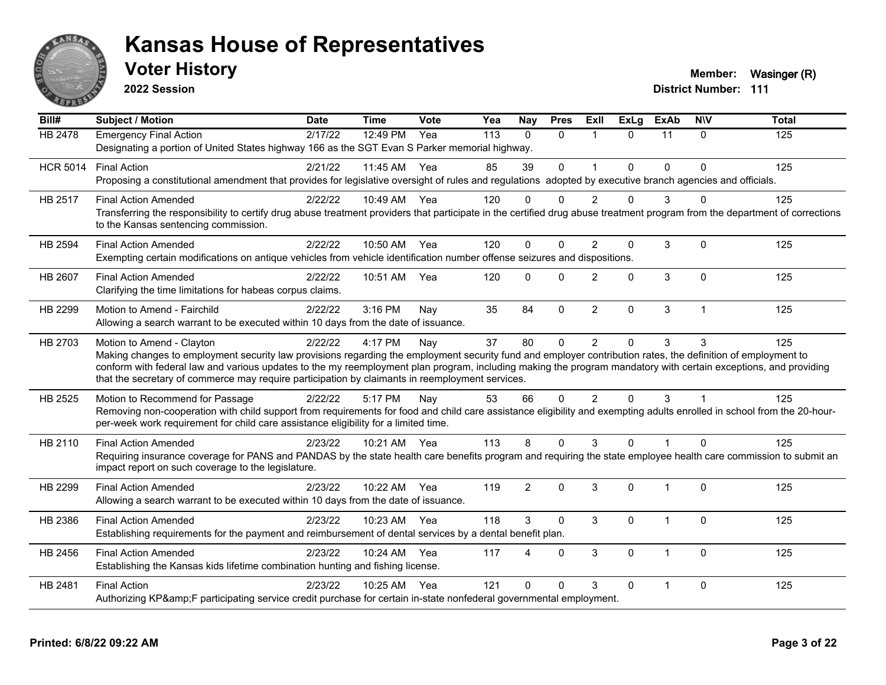# Kansas House of Representatives

## Voter History

**2022 Session**

**Member:** Wasinger (R)
**District Number:** 111

| Bill# | Subject / Motion | Date | Time | Vote | Yea | Nay | Pres | ExII | ExLg | ExAb | N\V | Total |
|---|---|---|---|---|---|---|---|---|---|---|---|---|
| HB 2478 | Emergency Final Action | 2/17/22 | 12:49 PM | Yea | 113 | 0 | 0 | 1 | 0 | 11 | 0 | 125 |
| | Designating a portion of United States highway 166 as the SGT Evan S Parker memorial highway. | | | | | | | | | | | |
| HCR 5014 | Final Action | 2/21/22 | 11:45 AM | Yea | 85 | 39 | 0 | 1 | 0 | 0 | 0 | 125 |
| | Proposing a constitutional amendment that provides for legislative oversight of rules and regulations adopted by executive branch agencies and officials. | | | | | | | | | | | |
| HB 2517 | Final Action Amended | 2/22/22 | 10:49 AM | Yea | 120 | 0 | 0 | 2 | 0 | 3 | 0 | 125 |
| | Transferring the responsibility to certify drug abuse treatment providers that participate in the certified drug abuse treatment program from the department of corrections to the Kansas sentencing commission. | | | | | | | | | | | |
| HB 2594 | Final Action Amended | 2/22/22 | 10:50 AM | Yea | 120 | 0 | 0 | 2 | 0 | 3 | 0 | 125 |
| | Exempting certain modifications on antique vehicles from vehicle identification number offense seizures and dispositions. | | | | | | | | | | | |
| HB 2607 | Final Action Amended | 2/22/22 | 10:51 AM | Yea | 120 | 0 | 0 | 2 | 0 | 3 | 0 | 125 |
| | Clarifying the time limitations for habeas corpus claims. | | | | | | | | | | | |
| HB 2299 | Motion to Amend - Fairchild | 2/22/22 | 3:16 PM | Nay | 35 | 84 | 0 | 2 | 0 | 3 | 1 | 125 |
| | Allowing a search warrant to be executed within 10 days from the date of issuance. | | | | | | | | | | | |
| HB 2703 | Motion to Amend - Clayton | 2/22/22 | 4:17 PM | Nay | 37 | 80 | 0 | 2 | 0 | 3 | 3 | 125 |
| | Making changes to employment security law provisions regarding the employment security fund and employer contribution rates, the definition of employment to conform with federal law and various updates to the my reemployment plan program, including making the program mandatory with certain exceptions, and providing that the secretary of commerce may require participation by claimants in reemployment services. | | | | | | | | | | | |
| HB 2525 | Motion to Recommend for Passage | 2/22/22 | 5:17 PM | Nay | 53 | 66 | 0 | 2 | 0 | 3 | 1 | 125 |
| | Removing non-cooperation with child support from requirements for food and child care assistance eligibility and exempting adults enrolled in school from the 20-hour-per-week work requirement for child care assistance eligibility for a limited time. | | | | | | | | | | | |
| HB 2110 | Final Action Amended | 2/23/22 | 10:21 AM | Yea | 113 | 8 | 0 | 3 | 0 | 1 | 0 | 125 |
| | Requiring insurance coverage for PANS and PANDAS by the state health care benefits program and requiring the state employee health care commission to submit an impact report on such coverage to the legislature. | | | | | | | | | | | |
| HB 2299 | Final Action Amended | 2/23/22 | 10:22 AM | Yea | 119 | 2 | 0 | 3 | 0 | 1 | 0 | 125 |
| | Allowing a search warrant to be executed within 10 days from the date of issuance. | | | | | | | | | | | |
| HB 2386 | Final Action Amended | 2/23/22 | 10:23 AM | Yea | 118 | 3 | 0 | 3 | 0 | 1 | 0 | 125 |
| | Establishing requirements for the payment and reimbursement of dental services by a dental benefit plan. | | | | | | | | | | | |
| HB 2456 | Final Action Amended | 2/23/22 | 10:24 AM | Yea | 117 | 4 | 0 | 3 | 0 | 1 | 0 | 125 |
| | Establishing the Kansas kids lifetime combination hunting and fishing license. | | | | | | | | | | | |
| HB 2481 | Final Action | 2/23/22 | 10:25 AM | Yea | 121 | 0 | 0 | 3 | 0 | 1 | 0 | 125 |
| | Authorizing KP&amp;F participating service credit purchase for certain in-state nonfederal governmental employment. | | | | | | | | | | | |

**Printed: 6/8/22 09:22 AM**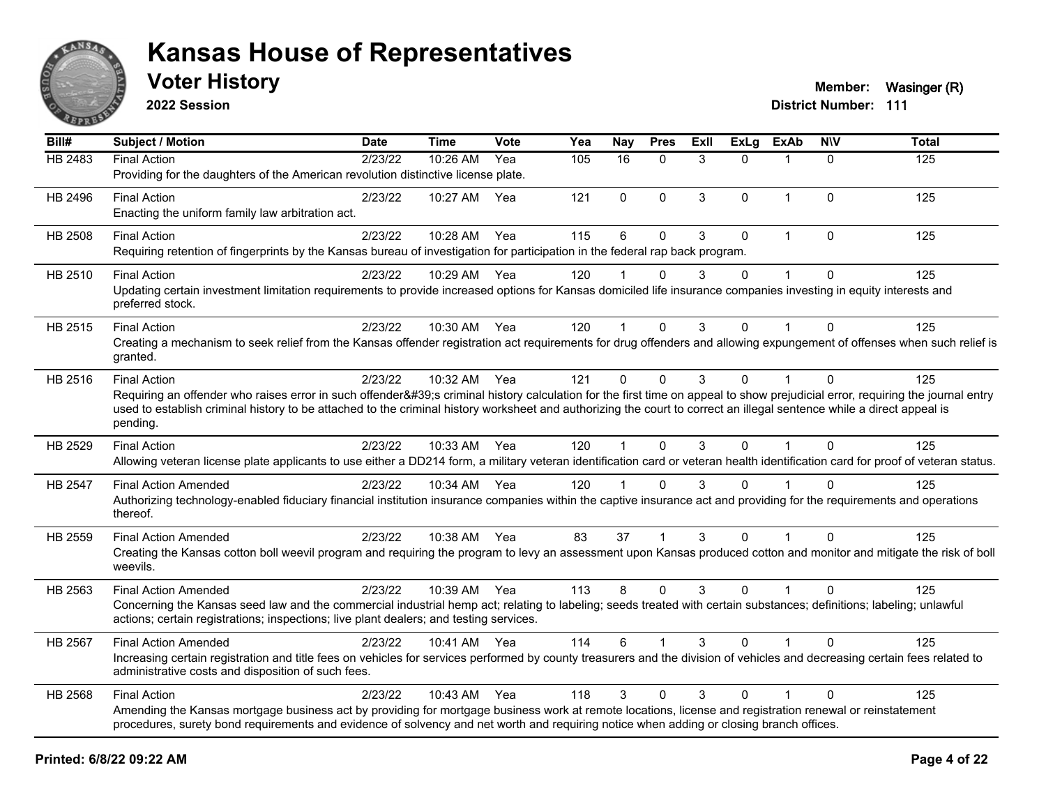# Kansas House of Representatives

## Voter History

**2022 Session**

**Member:** Wasinger (R)
**District Number:** 111

| Bill# | Subject / Motion | Date | Time | Vote | Yea | Nay | Pres | ExII | ExLg | ExAb | N\V | Total |
|---|---|---|---|---|---|---|---|---|---|---|---|---|
| HB 2483 | Final Action | 2/23/22 | 10:26 AM | Yea | 105 | 16 | 0 | 3 | 0 | 1 | 0 | 125 |
| | Providing for the daughters of the American revolution distinctive license plate. | | | | | | | | | | | |
| HB 2496 | Final Action | 2/23/22 | 10:27 AM | Yea | 121 | 0 | 0 | 3 | 0 | 1 | 0 | 125 |
| | Enacting the uniform family law arbitration act. | | | | | | | | | | | |
| HB 2508 | Final Action | 2/23/22 | 10:28 AM | Yea | 115 | 6 | 0 | 3 | 0 | 1 | 0 | 125 |
| | Requiring retention of fingerprints by the Kansas bureau of investigation for participation in the federal rap back program. | | | | | | | | | | | |
| HB 2510 | Final Action | 2/23/22 | 10:29 AM | Yea | 120 | 1 | 0 | 3 | 0 | 1 | 0 | 125 |
| | Updating certain investment limitation requirements to provide increased options for Kansas domiciled life insurance companies investing in equity interests and preferred stock. | | | | | | | | | | | |
| HB 2515 | Final Action | 2/23/22 | 10:30 AM | Yea | 120 | 1 | 0 | 3 | 0 | 1 | 0 | 125 |
| | Creating a mechanism to seek relief from the Kansas offender registration act requirements for drug offenders and allowing expungement of offenses when such relief is granted. | | | | | | | | | | | |
| HB 2516 | Final Action | 2/23/22 | 10:32 AM | Yea | 121 | 0 | 0 | 3 | 0 | 1 | 0 | 125 |
| | Requiring an offender who raises error in such offender&#39;s criminal history calculation for the first time on appeal to show prejudicial error, requiring the journal entry used to establish criminal history to be attached to the criminal history worksheet and authorizing the court to correct an illegal sentence while a direct appeal is pending. | | | | | | | | | | | |
| HB 2529 | Final Action | 2/23/22 | 10:33 AM | Yea | 120 | 1 | 0 | 3 | 0 | 1 | 0 | 125 |
| | Allowing veteran license plate applicants to use either a DD214 form, a military veteran identification card or veteran health identification card for proof of veteran status. | | | | | | | | | | | |
| HB 2547 | Final Action Amended | 2/23/22 | 10:34 AM | Yea | 120 | 1 | 0 | 3 | 0 | 1 | 0 | 125 |
| | Authorizing technology-enabled fiduciary financial institution insurance companies within the captive insurance act and providing for the requirements and operations thereof. | | | | | | | | | | | |
| HB 2559 | Final Action Amended | 2/23/22 | 10:38 AM | Yea | 83 | 37 | 1 | 3 | 0 | 1 | 0 | 125 |
| | Creating the Kansas cotton boll weevil program and requiring the program to levy an assessment upon Kansas produced cotton and monitor and mitigate the risk of boll weevils. | | | | | | | | | | | |
| HB 2563 | Final Action Amended | 2/23/22 | 10:39 AM | Yea | 113 | 8 | 0 | 3 | 0 | 1 | 0 | 125 |
| | Concerning the Kansas seed law and the commercial industrial hemp act; relating to labeling; seeds treated with certain substances; definitions; labeling; unlawful actions; certain registrations; inspections; live plant dealers; and testing services. | | | | | | | | | | | |
| HB 2567 | Final Action Amended | 2/23/22 | 10:41 AM | Yea | 114 | 6 | 1 | 3 | 0 | 1 | 0 | 125 |
| | Increasing certain registration and title fees on vehicles for services performed by county treasurers and the division of vehicles and decreasing certain fees related to administrative costs and disposition of such fees. | | | | | | | | | | | |
| HB 2568 | Final Action | 2/23/22 | 10:43 AM | Yea | 118 | 3 | 0 | 3 | 0 | 1 | 0 | 125 |
| | Amending the Kansas mortgage business act by providing for mortgage business work at remote locations, license and registration renewal or reinstatement procedures, surety bond requirements and evidence of solvency and net worth and requiring notice when adding or closing branch offices. | | | | | | | | | | | |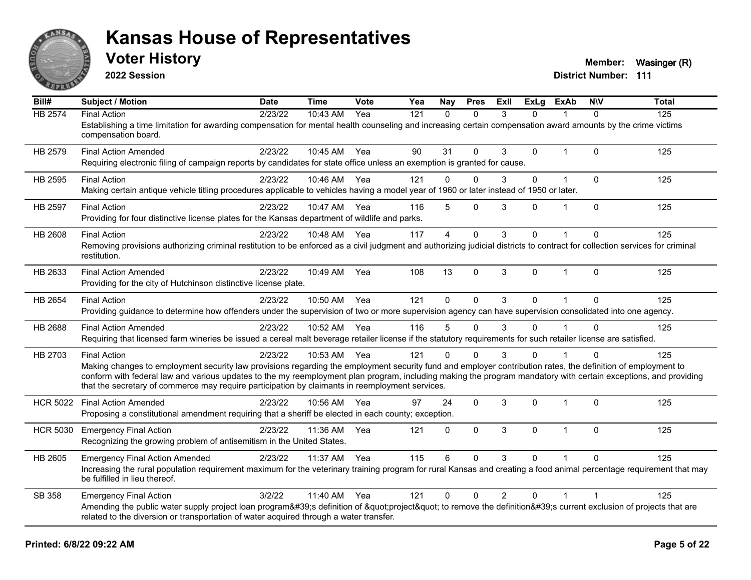# Kansas House of Representatives

## Voter History

**2022 Session**

**Member:** Wasinger (R)
**District Number:** 111

| Bill# | Subject / Motion | Date | Time | Vote | Yea | Nay | Pres | ExII | ExLg | ExAb | N\V | Total |
|---|---|---|---|---|---|---|---|---|---|---|---|---|
| HB 2574 | Final Action | 2/23/22 | 10:43 AM | Yea | 121 | 0 | 0 | 3 | 0 | 1 | 0 | 125 |
| | Establishing a time limitation for awarding compensation for mental health counseling and increasing certain compensation award amounts by the crime victims compensation board. | | | | | | | | | | | |
| HB 2579 | Final Action Amended | 2/23/22 | 10:45 AM | Yea | 90 | 31 | 0 | 3 | 0 | 1 | 0 | 125 |
| | Requiring electronic filing of campaign reports by candidates for state office unless an exemption is granted for cause. | | | | | | | | | | | |
| HB 2595 | Final Action | 2/23/22 | 10:46 AM | Yea | 121 | 0 | 0 | 3 | 0 | 1 | 0 | 125 |
| | Making certain antique vehicle titling procedures applicable to vehicles having a model year of 1960 or later instead of 1950 or later. | | | | | | | | | | | |
| HB 2597 | Final Action | 2/23/22 | 10:47 AM | Yea | 116 | 5 | 0 | 3 | 0 | 1 | 0 | 125 |
| | Providing for four distinctive license plates for the Kansas department of wildlife and parks. | | | | | | | | | | | |
| HB 2608 | Final Action | 2/23/22 | 10:48 AM | Yea | 117 | 4 | 0 | 3 | 0 | 1 | 0 | 125 |
| | Removing provisions authorizing criminal restitution to be enforced as a civil judgment and authorizing judicial districts to contract for collection services for criminal restitution. | | | | | | | | | | | |
| HB 2633 | Final Action Amended | 2/23/22 | 10:49 AM | Yea | 108 | 13 | 0 | 3 | 0 | 1 | 0 | 125 |
| | Providing for the city of Hutchinson distinctive license plate. | | | | | | | | | | | |
| HB 2654 | Final Action | 2/23/22 | 10:50 AM | Yea | 121 | 0 | 0 | 3 | 0 | 1 | 0 | 125 |
| | Providing guidance to determine how offenders under the supervision of two or more supervision agency can have supervision consolidated into one agency. | | | | | | | | | | | |
| HB 2688 | Final Action Amended | 2/23/22 | 10:52 AM | Yea | 116 | 5 | 0 | 3 | 0 | 1 | 0 | 125 |
| | Requiring that licensed farm wineries be issued a cereal malt beverage retailer license if the statutory requirements for such retailer license are satisfied. | | | | | | | | | | | |
| HB 2703 | Final Action | 2/23/22 | 10:53 AM | Yea | 121 | 0 | 0 | 3 | 0 | 1 | 0 | 125 |
| | Making changes to employment security law provisions regarding the employment security fund and employer contribution rates, the definition of employment to conform with federal law and various updates to the my reemployment plan program, including making the program mandatory with certain exceptions, and providing that the secretary of commerce may require participation by claimants in reemployment services. | | | | | | | | | | | |
| HCR 5022 | Final Action Amended | 2/23/22 | 10:56 AM | Yea | 97 | 24 | 0 | 3 | 0 | 1 | 0 | 125 |
| | Proposing a constitutional amendment requiring that a sheriff be elected in each county; exception. | | | | | | | | | | | |
| HCR 5030 | Emergency Final Action | 2/23/22 | 11:36 AM | Yea | 121 | 0 | 0 | 3 | 0 | 1 | 0 | 125 |
| | Recognizing the growing problem of antisemitism in the United States. | | | | | | | | | | | |
| HB 2605 | Emergency Final Action Amended | 2/23/22 | 11:37 AM | Yea | 115 | 6 | 0 | 3 | 0 | 1 | 0 | 125 |
| | Increasing the rural population requirement maximum for the veterinary training program for rural Kansas and creating a food animal percentage requirement that may be fulfilled in lieu thereof. | | | | | | | | | | | |
| SB 358 | Emergency Final Action | 3/2/22 | 11:40 AM | Yea | 121 | 0 | 0 | 2 | 0 | 1 | 1 | 125 |
| | Amending the public water supply project loan program&#39;s definition of &quot;project&quot; to remove the definition&#39;s current exclusion of projects that are related to the diversion or transportation of water acquired through a water transfer. | | | | | | | | | | | |

**Printed: 6/8/22 09:22 AM**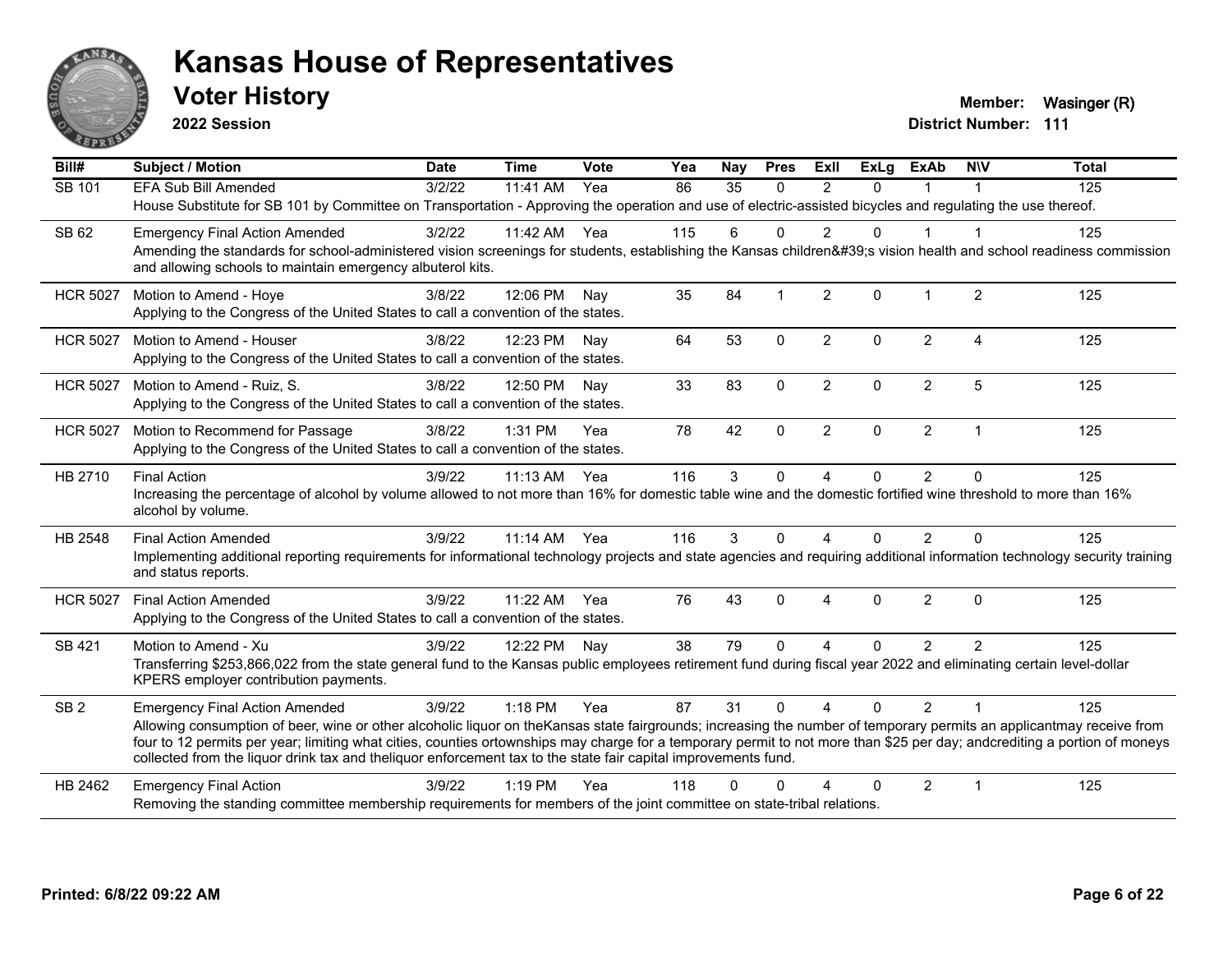# Kansas House of Representatives

## Voter History

**2022 Session**

**Member:** Wasinger (R)
**District Number:** 111

| Bill# | Subject / Motion | Date | Time | Vote | Yea | Nay | Pres | ExII | ExLg | ExAb | N\V | Total |
|---|---|---|---|---|---|---|---|---|---|---|---|---|
| SB 101 | EFA Sub Bill Amended | 3/2/22 | 11:41 AM | Yea | 86 | 35 | 0 | 2 | 0 | 1 | 1 | 125 |
| | House Substitute for SB 101 by Committee on Transportation - Approving the operation and use of electric-assisted bicycles and regulating the use thereof. | | | | | | | | | | | |
| SB 62 | Emergency Final Action Amended | 3/2/22 | 11:42 AM | Yea | 115 | 6 | 0 | 2 | 0 | 1 | 1 | 125 |
| | Amending the standards for school-administered vision screenings for students, establishing the Kansas children&#39;s vision health and school readiness commission and allowing schools to maintain emergency albuterol kits. | | | | | | | | | | | |
| HCR 5027 | Motion to Amend - Hoye | 3/8/22 | 12:06 PM | Nay | 35 | 84 | 1 | 2 | 0 | 1 | 2 | 125 |
| | Applying to the Congress of the United States to call a convention of the states. | | | | | | | | | | | |
| HCR 5027 | Motion to Amend - Houser | 3/8/22 | 12:23 PM | Nay | 64 | 53 | 0 | 2 | 0 | 2 | 4 | 125 |
| | Applying to the Congress of the United States to call a convention of the states. | | | | | | | | | | | |
| HCR 5027 | Motion to Amend - Ruiz, S. | 3/8/22 | 12:50 PM | Nay | 33 | 83 | 0 | 2 | 0 | 2 | 5 | 125 |
| | Applying to the Congress of the United States to call a convention of the states. | | | | | | | | | | | |
| HCR 5027 | Motion to Recommend for Passage | 3/8/22 | 1:31 PM | Yea | 78 | 42 | 0 | 2 | 0 | 2 | 1 | 125 |
| | Applying to the Congress of the United States to call a convention of the states. | | | | | | | | | | | |
| HB 2710 | Final Action | 3/9/22 | 11:13 AM | Yea | 116 | 3 | 0 | 4 | 0 | 2 | 0 | 125 |
| | Increasing the percentage of alcohol by volume allowed to not more than 16% for domestic table wine and the domestic fortified wine threshold to more than 16% alcohol by volume. | | | | | | | | | | | |
| HB 2548 | Final Action Amended | 3/9/22 | 11:14 AM | Yea | 116 | 3 | 0 | 4 | 0 | 2 | 0 | 125 |
| | Implementing additional reporting requirements for informational technology projects and state agencies and requiring additional information technology security training and status reports. | | | | | | | | | | | |
| HCR 5027 | Final Action Amended | 3/9/22 | 11:22 AM | Yea | 76 | 43 | 0 | 4 | 0 | 2 | 0 | 125 |
| | Applying to the Congress of the United States to call a convention of the states. | | | | | | | | | | | |
| SB 421 | Motion to Amend - Xu | 3/9/22 | 12:22 PM | Nay | 38 | 79 | 0 | 4 | 0 | 2 | 2 | 125 |
| | Transferring $253,866,022 from the state general fund to the Kansas public employees retirement fund during fiscal year 2022 and eliminating certain level-dollar KPERS employer contribution payments. | | | | | | | | | | | |
| SB 2 | Emergency Final Action Amended | 3/9/22 | 1:18 PM | Yea | 87 | 31 | 0 | 4 | 0 | 2 | 1 | 125 |
| | Allowing consumption of beer, wine or other alcoholic liquor on theKansas state fairgrounds; increasing the number of temporary permits an applicantmay receive from four to 12 permits per year; limiting what cities, counties ortownships may charge for a temporary permit to not more than $25 per day; andcrediting a portion of moneys collected from the liquor drink tax and theliquor enforcement tax to the state fair capital improvements fund. | | | | | | | | | | | |
| HB 2462 | Emergency Final Action | 3/9/22 | 1:19 PM | Yea | 118 | 0 | 0 | 4 | 0 | 2 | 1 | 125 |
| | Removing the standing committee membership requirements for members of the joint committee on state-tribal relations. | | | | | | | | | | | |

**Printed: 6/8/22 09:22 AM**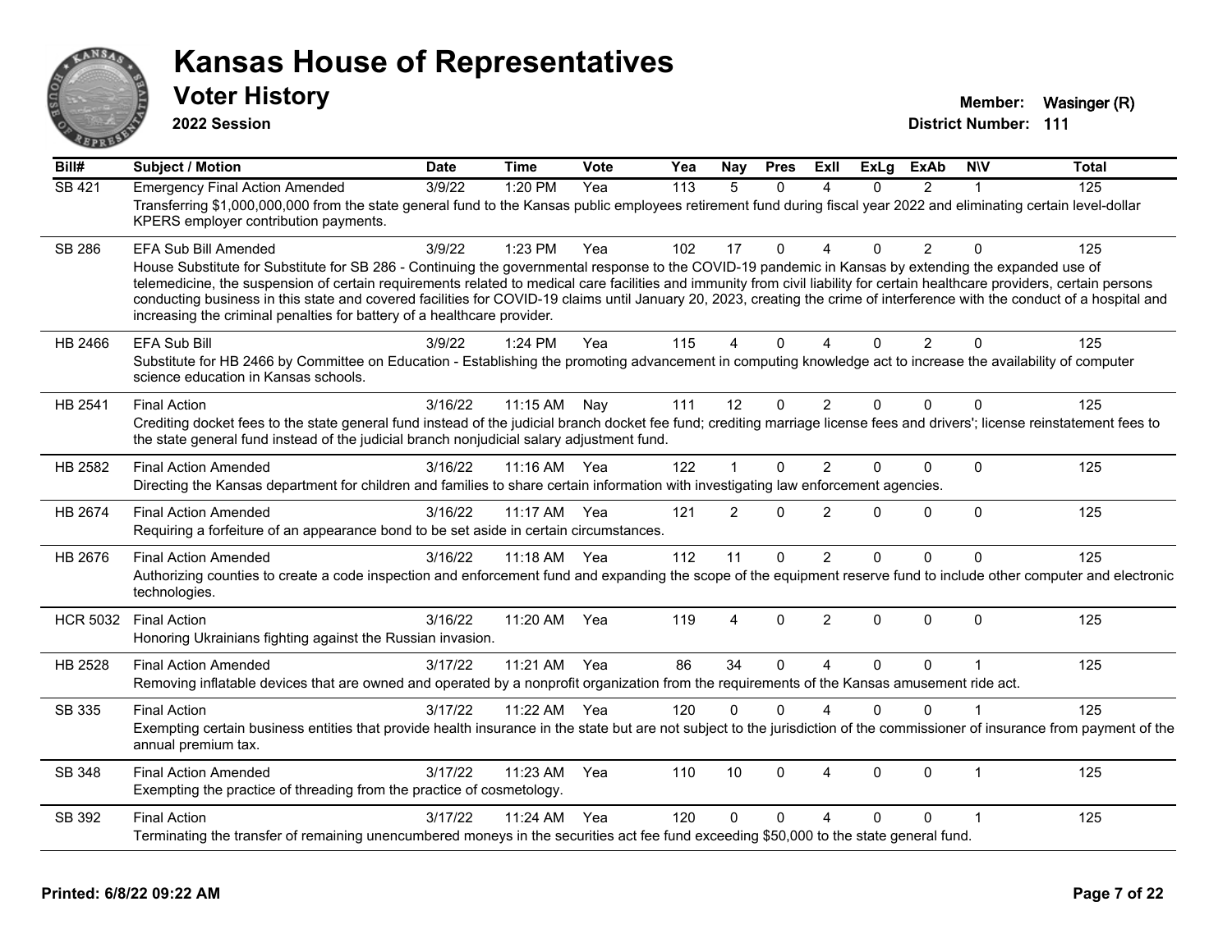# Kansas House of Representatives

## Voter History

**2022 Session**

**Member:** Wasinger (R)
**District Number:** 111

| Bill# | Subject / Motion | Date | Time | Vote | Yea | Nay | Pres | ExII | ExLg | ExAb | N\V | Total |
|---|---|---|---|---|---|---|---|---|---|---|---|---|
| SB 421 | Emergency Final Action Amended | 3/9/22 | 1:20 PM | Yea | 113 | 5 | 0 | 4 | 0 | 2 | 1 | 125 |
| | Transferring $1,000,000,000 from the state general fund to the Kansas public employees retirement fund during fiscal year 2022 and eliminating certain level-dollar KPERS employer contribution payments. | | | | | | | | | | | |
| SB 286 | EFA Sub Bill Amended | 3/9/22 | 1:23 PM | Yea | 102 | 17 | 0 | 4 | 0 | 2 | 0 | 125 |
| | House Substitute for Substitute for SB 286 - Continuing the governmental response to the COVID-19 pandemic in Kansas by extending the expanded use of telemedicine, the suspension of certain requirements related to medical care facilities and immunity from civil liability for certain healthcare providers, certain persons conducting business in this state and covered facilities for COVID-19 claims until January 20, 2023, creating the crime of interference with the conduct of a hospital and increasing the criminal penalties for battery of a healthcare provider. | | | | | | | | | | | |
| HB 2466 | EFA Sub Bill | 3/9/22 | 1:24 PM | Yea | 115 | 4 | 0 | 4 | 0 | 2 | 0 | 125 |
| | Substitute for HB 2466 by Committee on Education - Establishing the promoting advancement in computing knowledge act to increase the availability of computer science education in Kansas schools. | | | | | | | | | | | |
| HB 2541 | Final Action | 3/16/22 | 11:15 AM | Nay | 111 | 12 | 0 | 2 | 0 | 0 | 0 | 125 |
| | Crediting docket fees to the state general fund instead of the judicial branch docket fee fund; crediting marriage license fees and drivers'; license reinstatement fees to the state general fund instead of the judicial branch nonjudicial salary adjustment fund. | | | | | | | | | | | |
| HB 2582 | Final Action Amended | 3/16/22 | 11:16 AM | Yea | 122 | 1 | 0 | 2 | 0 | 0 | 0 | 125 |
| | Directing the Kansas department for children and families to share certain information with investigating law enforcement agencies. | | | | | | | | | | | |
| HB 2674 | Final Action Amended | 3/16/22 | 11:17 AM | Yea | 121 | 2 | 0 | 2 | 0 | 0 | 0 | 125 |
| | Requiring a forfeiture of an appearance bond to be set aside in certain circumstances. | | | | | | | | | | | |
| HB 2676 | Final Action Amended | 3/16/22 | 11:18 AM | Yea | 112 | 11 | 0 | 2 | 0 | 0 | 0 | 125 |
| | Authorizing counties to create a code inspection and enforcement fund and expanding the scope of the equipment reserve fund to include other computer and electronic technologies. | | | | | | | | | | | |
| HCR 5032 | Final Action | 3/16/22 | 11:20 AM | Yea | 119 | 4 | 0 | 2 | 0 | 0 | 0 | 125 |
| | Honoring Ukrainians fighting against the Russian invasion. | | | | | | | | | | | |
| HB 2528 | Final Action Amended | 3/17/22 | 11:21 AM | Yea | 86 | 34 | 0 | 4 | 0 | 0 | 1 | 125 |
| | Removing inflatable devices that are owned and operated by a nonprofit organization from the requirements of the Kansas amusement ride act. | | | | | | | | | | | |
| SB 335 | Final Action | 3/17/22 | 11:22 AM | Yea | 120 | 0 | 0 | 4 | 0 | 0 | 1 | 125 |
| | Exempting certain business entities that provide health insurance in the state but are not subject to the jurisdiction of the commissioner of insurance from payment of the annual premium tax. | | | | | | | | | | | |
| SB 348 | Final Action Amended | 3/17/22 | 11:23 AM | Yea | 110 | 10 | 0 | 4 | 0 | 0 | 1 | 125 |
| | Exempting the practice of threading from the practice of cosmetology. | | | | | | | | | | | |
| SB 392 | Final Action | 3/17/22 | 11:24 AM | Yea | 120 | 0 | 0 | 4 | 0 | 0 | 1 | 125 |
| | Terminating the transfer of remaining unencumbered moneys in the securities act fee fund exceeding $50,000 to the state general fund. | | | | | | | | | | | |

Printed: 6/8/22 09:22 AM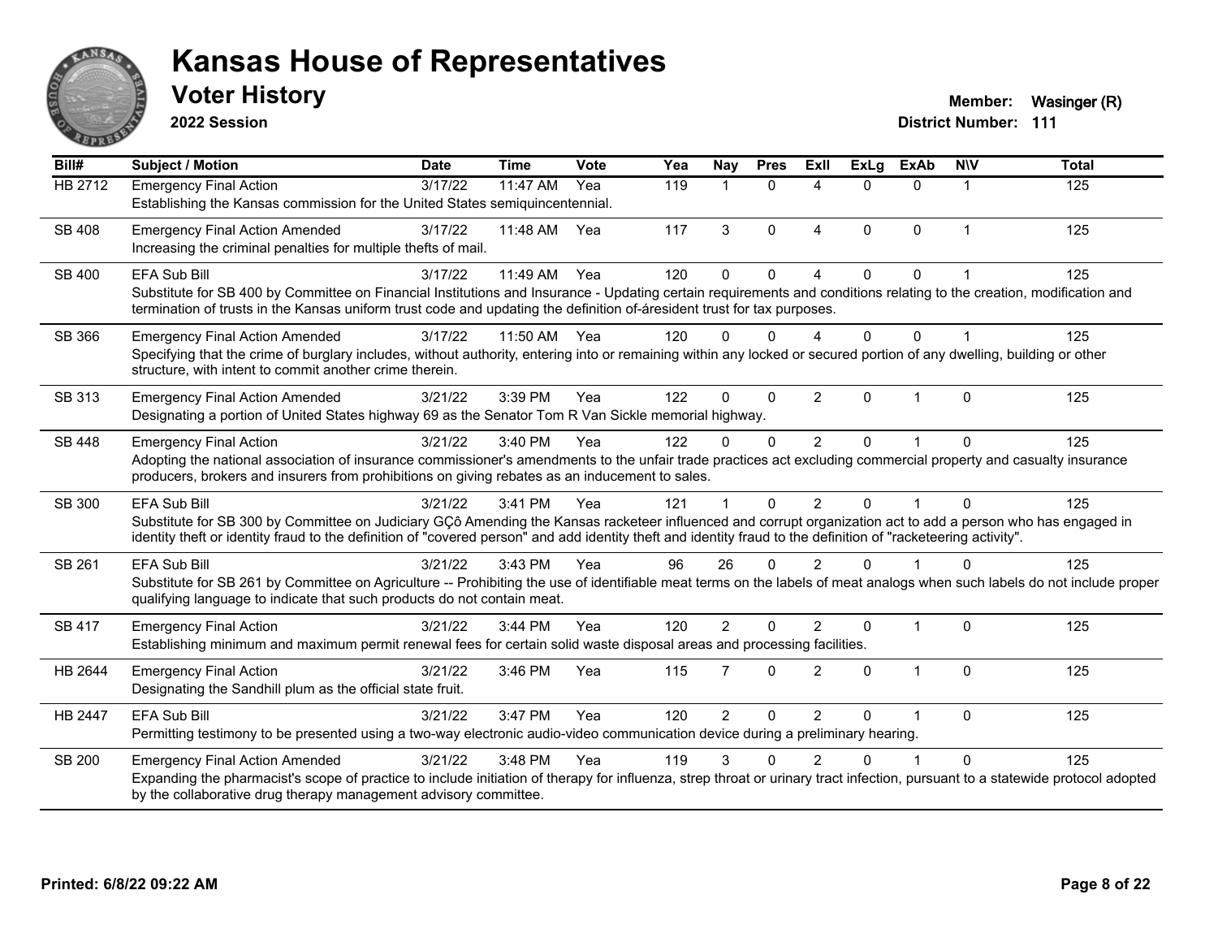# Kansas House of Representatives

## Voter History

**2022 Session**

**Member:** Wasinger (R)
**District Number:** 111

| Bill# | Subject / Motion | Date | Time | Vote | Yea | Nay | Pres | ExII | ExLg | ExAb | N\V | Total |
|---|---|---|---|---|---|---|---|---|---|---|---|---|
| HB 2712 | Emergency Final Action<br>Establishing the Kansas commission for the United States semiquincentennial. | 3/17/22 | 11:47 AM | Yea | 119 | 1 | 0 | 4 | 0 | 0 | 1 | 125 |
| SB 408 | Emergency Final Action Amended<br>Increasing the criminal penalties for multiple thefts of mail. | 3/17/22 | 11:48 AM | Yea | 117 | 3 | 0 | 4 | 0 | 0 | 1 | 125 |
| SB 400 | EFA Sub Bill<br>Substitute for SB 400 by Committee on Financial Institutions and Insurance - Updating certain requirements and conditions relating to the creation, modification and termination of trusts in the Kansas uniform trust code and updating the definition of-áresident trust for tax purposes. | 3/17/22 | 11:49 AM | Yea | 120 | 0 | 0 | 4 | 0 | 0 | 1 | 125 |
| SB 366 | Emergency Final Action Amended<br>Specifying that the crime of burglary includes, without authority, entering into or remaining within any locked or secured portion of any dwelling, building or other structure, with intent to commit another crime therein. | 3/17/22 | 11:50 AM | Yea | 120 | 0 | 0 | 4 | 0 | 0 | 1 | 125 |
| SB 313 | Emergency Final Action Amended<br>Designating a portion of United States highway 69 as the Senator Tom R Van Sickle memorial highway. | 3/21/22 | 3:39 PM | Yea | 122 | 0 | 0 | 2 | 0 | 1 | 0 | 125 |
| SB 448 | Emergency Final Action<br>Adopting the national association of insurance commissioner's amendments to the unfair trade practices act excluding commercial property and casualty insurance producers, brokers and insurers from prohibitions on giving rebates as an inducement to sales. | 3/21/22 | 3:40 PM | Yea | 122 | 0 | 0 | 2 | 0 | 1 | 0 | 125 |
| SB 300 | EFA Sub Bill<br>Substitute for SB 300 by Committee on Judiciary GÇô Amending the Kansas racketeer influenced and corrupt organization act to add a person who has engaged in identity theft or identity fraud to the definition of "covered person" and add identity theft and identity fraud to the definition of "racketeering activity". | 3/21/22 | 3:41 PM | Yea | 121 | 1 | 0 | 2 | 0 | 1 | 0 | 125 |
| SB 261 | EFA Sub Bill<br>Substitute for SB 261 by Committee on Agriculture -- Prohibiting the use of identifiable meat terms on the labels of meat analogs when such labels do not include proper qualifying language to indicate that such products do not contain meat. | 3/21/22 | 3:43 PM | Yea | 96 | 26 | 0 | 2 | 0 | 1 | 0 | 125 |
| SB 417 | Emergency Final Action<br>Establishing minimum and maximum permit renewal fees for certain solid waste disposal areas and processing facilities. | 3/21/22 | 3:44 PM | Yea | 120 | 2 | 0 | 2 | 0 | 1 | 0 | 125 |
| HB 2644 | Emergency Final Action<br>Designating the Sandhill plum as the official state fruit. | 3/21/22 | 3:46 PM | Yea | 115 | 7 | 0 | 2 | 0 | 1 | 0 | 125 |
| HB 2447 | EFA Sub Bill<br>Permitting testimony to be presented using a two-way electronic audio-video communication device during a preliminary hearing. | 3/21/22 | 3:47 PM | Yea | 120 | 2 | 0 | 2 | 0 | 1 | 0 | 125 |
| SB 200 | Emergency Final Action Amended<br>Expanding the pharmacist's scope of practice to include initiation of therapy for influenza, strep throat or urinary tract infection, pursuant to a statewide protocol adopted by the collaborative drug therapy management advisory committee. | 3/21/22 | 3:48 PM | Yea | 119 | 3 | 0 | 2 | 0 | 1 | 0 | 125 |

**Printed: 6/8/22 09:22 AM**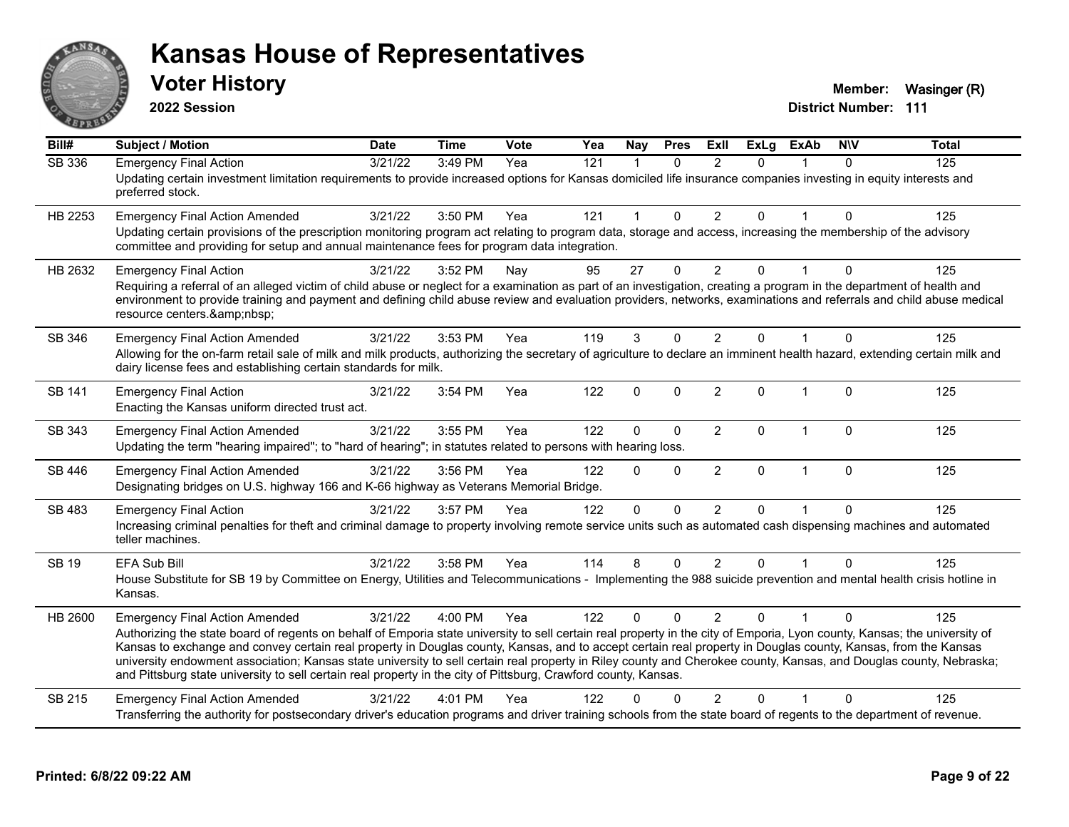# Kansas House of Representatives

## Voter History

**2022 Session**

**Member:** Wasinger (R)
**District Number:** 111

| Bill# | Subject / Motion | Date | Time | Vote | Yea | Nay | Pres | ExII | ExLg | ExAb | N\V | Total |
|---|---|---|---|---|---|---|---|---|---|---|---|---|
| SB 336 | Emergency Final Action | 3/21/22 | 3:49 PM | Yea | 121 | 1 | 0 | 2 | 0 | 1 | 0 | 125 |
| | Updating certain investment limitation requirements to provide increased options for Kansas domiciled life insurance companies investing in equity interests and preferred stock. | | | | | | | | | | | |
| HB 2253 | Emergency Final Action Amended | 3/21/22 | 3:50 PM | Yea | 121 | 1 | 0 | 2 | 0 | 1 | 0 | 125 |
| | Updating certain provisions of the prescription monitoring program act relating to program data, storage and access, increasing the membership of the advisory committee and providing for setup and annual maintenance fees for program data integration. | | | | | | | | | | | |
| HB 2632 | Emergency Final Action | 3/21/22 | 3:52 PM | Nay | 95 | 27 | 0 | 2 | 0 | 1 | 0 | 125 |
| | Requiring a referral of an alleged victim of child abuse or neglect for a examination as part of an investigation, creating a program in the department of health and environment to provide training and payment and defining child abuse review and evaluation providers, networks, examinations and referrals and child abuse medical resource centers.&amp;nbsp; | | | | | | | | | | | |
| SB 346 | Emergency Final Action Amended | 3/21/22 | 3:53 PM | Yea | 119 | 3 | 0 | 2 | 0 | 1 | 0 | 125 |
| | Allowing for the on-farm retail sale of milk and milk products, authorizing the secretary of agriculture to declare an imminent health hazard, extending certain milk and dairy license fees and establishing certain standards for milk. | | | | | | | | | | | |
| SB 141 | Emergency Final Action | 3/21/22 | 3:54 PM | Yea | 122 | 0 | 0 | 2 | 0 | 1 | 0 | 125 |
| | Enacting the Kansas uniform directed trust act. | | | | | | | | | | | |
| SB 343 | Emergency Final Action Amended | 3/21/22 | 3:55 PM | Yea | 122 | 0 | 0 | 2 | 0 | 1 | 0 | 125 |
| | Updating the term "hearing impaired"; to "hard of hearing"; in statutes related to persons with hearing loss. | | | | | | | | | | | |
| SB 446 | Emergency Final Action Amended | 3/21/22 | 3:56 PM | Yea | 122 | 0 | 0 | 2 | 0 | 1 | 0 | 125 |
| | Designating bridges on U.S. highway 166 and K-66 highway as Veterans Memorial Bridge. | | | | | | | | | | | |
| SB 483 | Emergency Final Action | 3/21/22 | 3:57 PM | Yea | 122 | 0 | 0 | 2 | 0 | 1 | 0 | 125 |
| | Increasing criminal penalties for theft and criminal damage to property involving remote service units such as automated cash dispensing machines and automated teller machines. | | | | | | | | | | | |
| SB 19 | EFA Sub Bill | 3/21/22 | 3:58 PM | Yea | 114 | 8 | 0 | 2 | 0 | 1 | 0 | 125 |
| | House Substitute for SB 19 by Committee on Energy, Utilities and Telecommunications - Implementing the 988 suicide prevention and mental health crisis hotline in Kansas. | | | | | | | | | | | |
| HB 2600 | Emergency Final Action Amended | 3/21/22 | 4:00 PM | Yea | 122 | 0 | 0 | 2 | 0 | 1 | 0 | 125 |
| | Authorizing the state board of regents on behalf of Emporia state university to sell certain real property in the city of Emporia, Lyon county, Kansas; the university of Kansas to exchange and convey certain real property in Douglas county, Kansas, and to accept certain real property in Douglas county, Kansas, from the Kansas university endowment association; Kansas state university to sell certain real property in Riley county and Cherokee county, Kansas, and Douglas county, Nebraska; and Pittsburg state university to sell certain real property in the city of Pittsburg, Crawford county, Kansas. | | | | | | | | | | | |
| SB 215 | Emergency Final Action Amended | 3/21/22 | 4:01 PM | Yea | 122 | 0 | 0 | 2 | 0 | 1 | 0 | 125 |
| | Transferring the authority for postsecondary driver's education programs and driver training schools from the state board of regents to the department of revenue. | | | | | | | | | | | |

**Printed: 6/8/22 09:22 AM**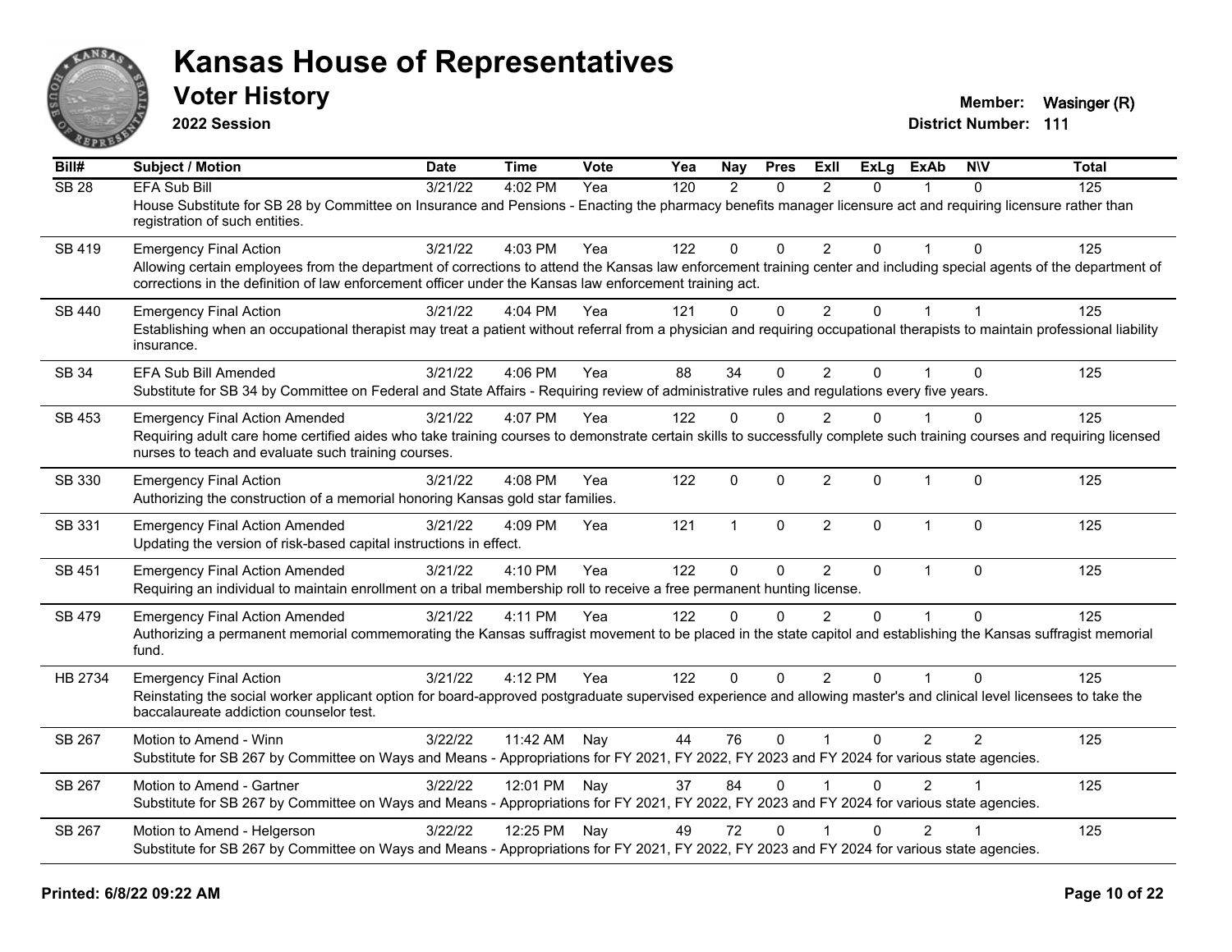# Kansas House of Representatives

## Voter History

**2022 Session**

**Member:** Wasinger (R)
**District Number:** 111

| Bill# | Subject / Motion | Date | Time | Vote | Yea | Nay | Pres | ExII | ExLg | ExAb | N\V | Total |
|---|---|---|---|---|---|---|---|---|---|---|---|---|
| SB 28 | EFA Sub Bill | 3/21/22 | 4:02 PM | Yea | 120 | 2 | 0 | 2 | 0 | 1 | 0 | 125 |
| | House Substitute for SB 28 by Committee on Insurance and Pensions - Enacting the pharmacy benefits manager licensure act and requiring licensure rather than registration of such entities. | | | | | | | | | | | |
| SB 419 | Emergency Final Action | 3/21/22 | 4:03 PM | Yea | 122 | 0 | 0 | 2 | 0 | 1 | 0 | 125 |
| | Allowing certain employees from the department of corrections to attend the Kansas law enforcement training center and including special agents of the department of corrections in the definition of law enforcement officer under the Kansas law enforcement training act. | | | | | | | | | | | |
| SB 440 | Emergency Final Action | 3/21/22 | 4:04 PM | Yea | 121 | 0 | 0 | 2 | 0 | 1 | 1 | 125 |
| | Establishing when an occupational therapist may treat a patient without referral from a physician and requiring occupational therapists to maintain professional liability insurance. | | | | | | | | | | | |
| SB 34 | EFA Sub Bill Amended | 3/21/22 | 4:06 PM | Yea | 88 | 34 | 0 | 2 | 0 | 1 | 0 | 125 |
| | Substitute for SB 34 by Committee on Federal and State Affairs - Requiring review of administrative rules and regulations every five years. | | | | | | | | | | | |
| SB 453 | Emergency Final Action Amended | 3/21/22 | 4:07 PM | Yea | 122 | 0 | 0 | 2 | 0 | 1 | 0 | 125 |
| | Requiring adult care home certified aides who take training courses to demonstrate certain skills to successfully complete such training courses and requiring licensed nurses to teach and evaluate such training courses. | | | | | | | | | | | |
| SB 330 | Emergency Final Action | 3/21/22 | 4:08 PM | Yea | 122 | 0 | 0 | 2 | 0 | 1 | 0 | 125 |
| | Authorizing the construction of a memorial honoring Kansas gold star families. | | | | | | | | | | | |
| SB 331 | Emergency Final Action Amended | 3/21/22 | 4:09 PM | Yea | 121 | 1 | 0 | 2 | 0 | 1 | 0 | 125 |
| | Updating the version of risk-based capital instructions in effect. | | | | | | | | | | | |
| SB 451 | Emergency Final Action Amended | 3/21/22 | 4:10 PM | Yea | 122 | 0 | 0 | 2 | 0 | 1 | 0 | 125 |
| | Requiring an individual to maintain enrollment on a tribal membership roll to receive a free permanent hunting license. | | | | | | | | | | | |
| SB 479 | Emergency Final Action Amended | 3/21/22 | 4:11 PM | Yea | 122 | 0 | 0 | 2 | 0 | 1 | 0 | 125 |
| | Authorizing a permanent memorial commemorating the Kansas suffragist movement to be placed in the state capitol and establishing the Kansas suffragist memorial fund. | | | | | | | | | | | |
| HB 2734 | Emergency Final Action | 3/21/22 | 4:12 PM | Yea | 122 | 0 | 0 | 2 | 0 | 1 | 0 | 125 |
| | Reinstating the social worker applicant option for board-approved postgraduate supervised experience and allowing master's and clinical level licensees to take the baccalaureate addiction counselor test. | | | | | | | | | | | |
| SB 267 | Motion to Amend - Winn | 3/22/22 | 11:42 AM | Nay | 44 | 76 | 0 | 1 | 0 | 2 | 2 | 125 |
| | Substitute for SB 267 by Committee on Ways and Means - Appropriations for FY 2021, FY 2022, FY 2023 and FY 2024 for various state agencies. | | | | | | | | | | | |
| SB 267 | Motion to Amend - Gartner | 3/22/22 | 12:01 PM | Nay | 37 | 84 | 0 | 1 | 0 | 2 | 1 | 125 |
| | Substitute for SB 267 by Committee on Ways and Means - Appropriations for FY 2021, FY 2022, FY 2023 and FY 2024 for various state agencies. | | | | | | | | | | | |
| SB 267 | Motion to Amend - Helgerson | 3/22/22 | 12:25 PM | Nay | 49 | 72 | 0 | 1 | 0 | 2 | 1 | 125 |
| | Substitute for SB 267 by Committee on Ways and Means - Appropriations for FY 2021, FY 2022, FY 2023 and FY 2024 for various state agencies. | | | | | | | | | | | |

Printed: 6/8/22 09:22 AM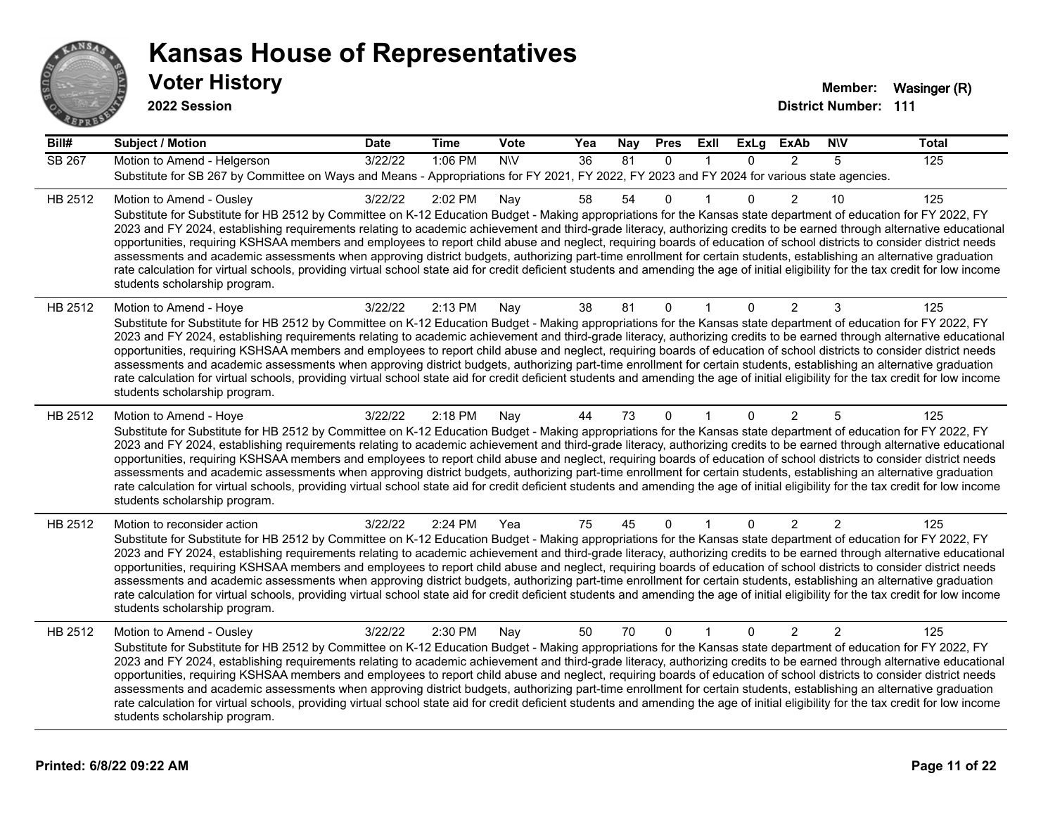# Kansas House of Representatives

## Voter History

**2022 Session**

**Member:** Wasinger (R)
**District Number:** 111

| Bill# | Subject / Motion | Date | Time | Vote | Yea | Nay | Pres | ExII | ExLg | ExAb | N\V | Total |
|---|---|---|---|---|---|---|---|---|---|---|---|---|
| SB 267 | Motion to Amend - Helgerson | 3/22/22 | 1:06 PM | N\V | 36 | 81 | 0 | 1 | 0 | 2 | 5 | 125 |
| | Substitute for SB 267 by Committee on Ways and Means - Appropriations for FY 2021, FY 2022, FY 2023 and FY 2024 for various state agencies. | | | | | | | | | | | |
| HB 2512 | Motion to Amend - Ousley | 3/22/22 | 2:02 PM | Nay | 58 | 54 | 0 | 1 | 0 | 2 | 10 | 125 |
| | Substitute for Substitute for HB 2512 by Committee on K-12 Education Budget - Making appropriations for the Kansas state department of education for FY 2022, FY 2023 and FY 2024, establishing requirements relating to academic achievement and third-grade literacy, authorizing credits to be earned through alternative educational opportunities, requiring KSHSAA members and employees to report child abuse and neglect, requiring boards of education of school districts to consider district needs assessments and academic assessments when approving district budgets, authorizing part-time enrollment for certain students, establishing an alternative graduation rate calculation for virtual schools, providing virtual school state aid for credit deficient students and amending the age of initial eligibility for the tax credit for low income students scholarship program. | | | | | | | | | | | |
| HB 2512 | Motion to Amend - Hoye | 3/22/22 | 2:13 PM | Nay | 38 | 81 | 0 | 1 | 0 | 2 | 3 | 125 |
| | Substitute for Substitute for HB 2512 by Committee on K-12 Education Budget - Making appropriations for the Kansas state department of education for FY 2022, FY 2023 and FY 2024, establishing requirements relating to academic achievement and third-grade literacy, authorizing credits to be earned through alternative educational opportunities, requiring KSHSAA members and employees to report child abuse and neglect, requiring boards of education of school districts to consider district needs assessments and academic assessments when approving district budgets, authorizing part-time enrollment for certain students, establishing an alternative graduation rate calculation for virtual schools, providing virtual school state aid for credit deficient students and amending the age of initial eligibility for the tax credit for low income students scholarship program. | | | | | | | | | | | |
| HB 2512 | Motion to Amend - Hoye | 3/22/22 | 2:18 PM | Nay | 44 | 73 | 0 | 1 | 0 | 2 | 5 | 125 |
| | Substitute for Substitute for HB 2512 by Committee on K-12 Education Budget - Making appropriations for the Kansas state department of education for FY 2022, FY 2023 and FY 2024, establishing requirements relating to academic achievement and third-grade literacy, authorizing credits to be earned through alternative educational opportunities, requiring KSHSAA members and employees to report child abuse and neglect, requiring boards of education of school districts to consider district needs assessments and academic assessments when approving district budgets, authorizing part-time enrollment for certain students, establishing an alternative graduation rate calculation for virtual schools, providing virtual school state aid for credit deficient students and amending the age of initial eligibility for the tax credit for low income students scholarship program. | | | | | | | | | | | |
| HB 2512 | Motion to reconsider action | 3/22/22 | 2:24 PM | Yea | 75 | 45 | 0 | 1 | 0 | 2 | 2 | 125 |
| | Substitute for Substitute for HB 2512 by Committee on K-12 Education Budget - Making appropriations for the Kansas state department of education for FY 2022, FY 2023 and FY 2024, establishing requirements relating to academic achievement and third-grade literacy, authorizing credits to be earned through alternative educational opportunities, requiring KSHSAA members and employees to report child abuse and neglect, requiring boards of education of school districts to consider district needs assessments and academic assessments when approving district budgets, authorizing part-time enrollment for certain students, establishing an alternative graduation rate calculation for virtual schools, providing virtual school state aid for credit deficient students and amending the age of initial eligibility for the tax credit for low income students scholarship program. | | | | | | | | | | | |
| HB 2512 | Motion to Amend - Ousley | 3/22/22 | 2:30 PM | Nay | 50 | 70 | 0 | 1 | 0 | 2 | 2 | 125 |
| | Substitute for Substitute for HB 2512 by Committee on K-12 Education Budget - Making appropriations for the Kansas state department of education for FY 2022, FY 2023 and FY 2024, establishing requirements relating to academic achievement and third-grade literacy, authorizing credits to be earned through alternative educational opportunities, requiring KSHSAA members and employees to report child abuse and neglect, requiring boards of education of school districts to consider district needs assessments and academic assessments when approving district budgets, authorizing part-time enrollment for certain students, establishing an alternative graduation rate calculation for virtual schools, providing virtual school state aid for credit deficient students and amending the age of initial eligibility for the tax credit for low income students scholarship program. | | | | | | | | | | | |

Printed: 6/8/22 09:22 AM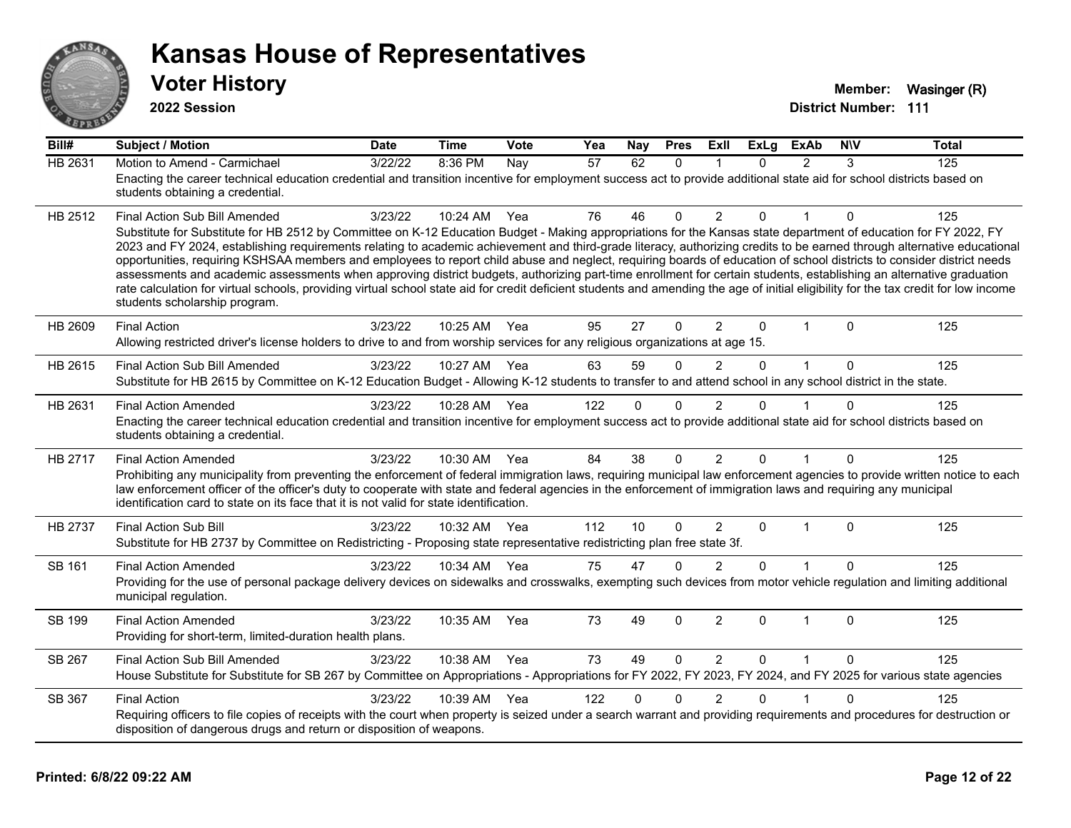# Kansas House of Representatives

## Voter History

**2022 Session**

**Member:** Wasinger (R)
**District Number:** 111

| Bill# | Subject / Motion | Date | Time | Vote | Yea | Nay | Pres | ExII | ExLg | ExAb | N\V | Total |
|---|---|---|---|---|---|---|---|---|---|---|---|---|
| HB 2631 | Motion to Amend - Carmichael | 3/22/22 | 8:36 PM | Nay | 57 | 62 | 0 | 1 | 0 | 2 | 3 | 125 |
| | Enacting the career technical education credential and transition incentive for employment success act to provide additional state aid for school districts based on students obtaining a credential. | | | | | | | | | | | |
| HB 2512 | Final Action Sub Bill Amended | 3/23/22 | 10:24 AM | Yea | 76 | 46 | 0 | 2 | 0 | 1 | 0 | 125 |
| | Substitute for Substitute for HB 2512 by Committee on K-12 Education Budget - Making appropriations for the Kansas state department of education for FY 2022, FY 2023 and FY 2024, establishing requirements relating to academic achievement and third-grade literacy, authorizing credits to be earned through alternative educational opportunities, requiring KSHSAA members and employees to report child abuse and neglect, requiring boards of education of school districts to consider district needs assessments and academic assessments when approving district budgets, authorizing part-time enrollment for certain students, establishing an alternative graduation rate calculation for virtual schools, providing virtual school state aid for credit deficient students and amending the age of initial eligibility for the tax credit for low income students scholarship program. | | | | | | | | | | | |
| HB 2609 | Final Action | 3/23/22 | 10:25 AM | Yea | 95 | 27 | 0 | 2 | 0 | 1 | 0 | 125 |
| | Allowing restricted driver's license holders to drive to and from worship services for any religious organizations at age 15. | | | | | | | | | | | |
| HB 2615 | Final Action Sub Bill Amended | 3/23/22 | 10:27 AM | Yea | 63 | 59 | 0 | 2 | 0 | 1 | 0 | 125 |
| | Substitute for HB 2615 by Committee on K-12 Education Budget - Allowing K-12 students to transfer to and attend school in any school district in the state. | | | | | | | | | | | |
| HB 2631 | Final Action Amended | 3/23/22 | 10:28 AM | Yea | 122 | 0 | 0 | 2 | 0 | 1 | 0 | 125 |
| | Enacting the career technical education credential and transition incentive for employment success act to provide additional state aid for school districts based on students obtaining a credential. | | | | | | | | | | | |
| HB 2717 | Final Action Amended | 3/23/22 | 10:30 AM | Yea | 84 | 38 | 0 | 2 | 0 | 1 | 0 | 125 |
| | Prohibiting any municipality from preventing the enforcement of federal immigration laws, requiring municipal law enforcement agencies to provide written notice to each law enforcement officer of the officer's duty to cooperate with state and federal agencies in the enforcement of immigration laws and requiring any municipal identification card to state on its face that it is not valid for state identification. | | | | | | | | | | | |
| HB 2737 | Final Action Sub Bill | 3/23/22 | 10:32 AM | Yea | 112 | 10 | 0 | 2 | 0 | 1 | 0 | 125 |
| | Substitute for HB 2737 by Committee on Redistricting - Proposing state representative redistricting plan free state 3f. | | | | | | | | | | | |
| SB 161 | Final Action Amended | 3/23/22 | 10:34 AM | Yea | 75 | 47 | 0 | 2 | 0 | 1 | 0 | 125 |
| | Providing for the use of personal package delivery devices on sidewalks and crosswalks, exempting such devices from motor vehicle regulation and limiting additional municipal regulation. | | | | | | | | | | | |
| SB 199 | Final Action Amended | 3/23/22 | 10:35 AM | Yea | 73 | 49 | 0 | 2 | 0 | 1 | 0 | 125 |
| | Providing for short-term, limited-duration health plans. | | | | | | | | | | | |
| SB 267 | Final Action Sub Bill Amended | 3/23/22 | 10:38 AM | Yea | 73 | 49 | 0 | 2 | 0 | 1 | 0 | 125 |
| | House Substitute for Substitute for SB 267 by Committee on Appropriations - Appropriations for FY 2022, FY 2023, FY 2024, and FY 2025 for various state agencies | | | | | | | | | | | |
| SB 367 | Final Action | 3/23/22 | 10:39 AM | Yea | 122 | 0 | 0 | 2 | 0 | 1 | 0 | 125 |
| | Requiring officers to file copies of receipts with the court when property is seized under a search warrant and providing requirements and procedures for destruction or disposition of dangerous drugs and return or disposition of weapons. | | | | | | | | | | | |

**Printed: 6/8/22 09:22 AM**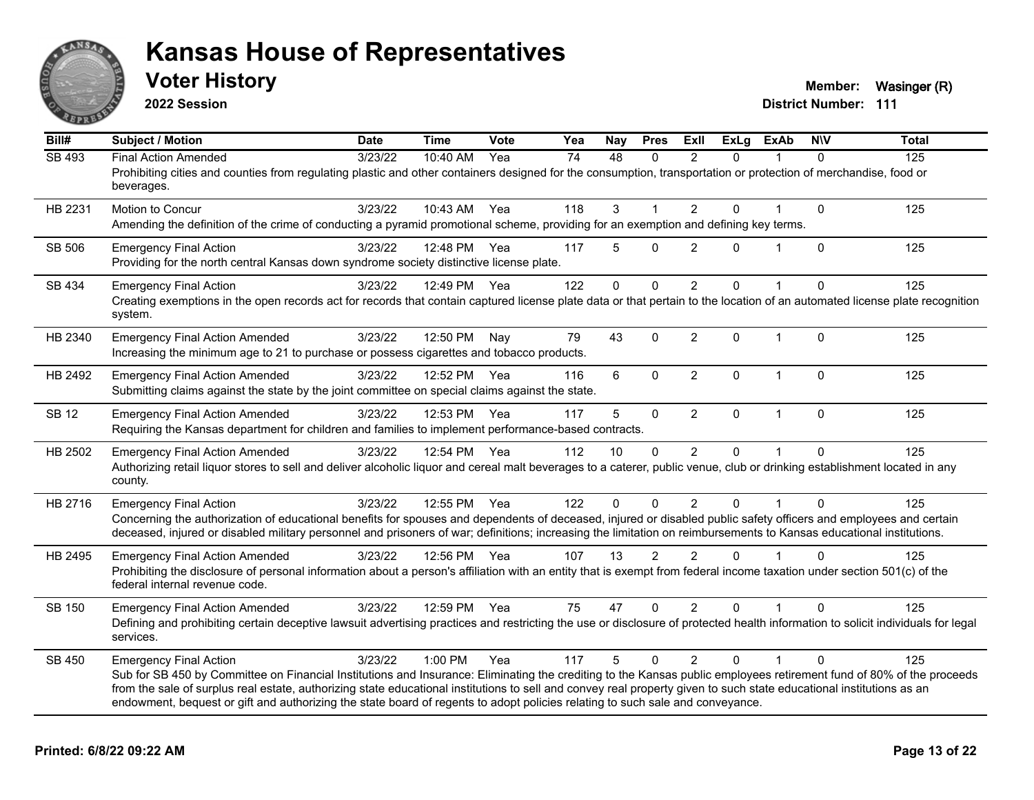# Kansas House of Representatives

## Voter History

**2022 Session**

**Member:** Wasinger (R)
**District Number:** 111

| Bill# | Subject / Motion | Date | Time | Vote | Yea | Nay | Pres | ExII | ExLg | ExAb | N\V | Total |
|---|---|---|---|---|---|---|---|---|---|---|---|---|
| SB 493 | Final Action Amended | 3/23/22 | 10:40 AM | Yea | 74 | 48 | 0 | 2 | 0 | 1 | 0 | 125 |
| | Prohibiting cities and counties from regulating plastic and other containers designed for the consumption, transportation or protection of merchandise, food or beverages. | | | | | | | | | | | |
| HB 2231 | Motion to Concur | 3/23/22 | 10:43 AM | Yea | 118 | 3 | 1 | 2 | 0 | 1 | 0 | 125 |
| | Amending the definition of the crime of conducting a pyramid promotional scheme, providing for an exemption and defining key terms. | | | | | | | | | | | |
| SB 506 | Emergency Final Action | 3/23/22 | 12:48 PM | Yea | 117 | 5 | 0 | 2 | 0 | 1 | 0 | 125 |
| | Providing for the north central Kansas down syndrome society distinctive license plate. | | | | | | | | | | | |
| SB 434 | Emergency Final Action | 3/23/22 | 12:49 PM | Yea | 122 | 0 | 0 | 2 | 0 | 1 | 0 | 125 |
| | Creating exemptions in the open records act for records that contain captured license plate data or that pertain to the location of an automated license plate recognition system. | | | | | | | | | | | |
| HB 2340 | Emergency Final Action Amended | 3/23/22 | 12:50 PM | Nay | 79 | 43 | 0 | 2 | 0 | 1 | 0 | 125 |
| | Increasing the minimum age to 21 to purchase or possess cigarettes and tobacco products. | | | | | | | | | | | |
| HB 2492 | Emergency Final Action Amended | 3/23/22 | 12:52 PM | Yea | 116 | 6 | 0 | 2 | 0 | 1 | 0 | 125 |
| | Submitting claims against the state by the joint committee on special claims against the state. | | | | | | | | | | | |
| SB 12 | Emergency Final Action Amended | 3/23/22 | 12:53 PM | Yea | 117 | 5 | 0 | 2 | 0 | 1 | 0 | 125 |
| | Requiring the Kansas department for children and families to implement performance-based contracts. | | | | | | | | | | | |
| HB 2502 | Emergency Final Action Amended | 3/23/22 | 12:54 PM | Yea | 112 | 10 | 0 | 2 | 0 | 1 | 0 | 125 |
| | Authorizing retail liquor stores to sell and deliver alcoholic liquor and cereal malt beverages to a caterer, public venue, club or drinking establishment located in any county. | | | | | | | | | | | |
| HB 2716 | Emergency Final Action | 3/23/22 | 12:55 PM | Yea | 122 | 0 | 0 | 2 | 0 | 1 | 0 | 125 |
| | Concerning the authorization of educational benefits for spouses and dependents of deceased, injured or disabled public safety officers and employees and certain deceased, injured or disabled military personnel and prisoners of war; definitions; increasing the limitation on reimbursements to Kansas educational institutions. | | | | | | | | | | | |
| HB 2495 | Emergency Final Action Amended | 3/23/22 | 12:56 PM | Yea | 107 | 13 | 2 | 2 | 0 | 1 | 0 | 125 |
| | Prohibiting the disclosure of personal information about a person's affiliation with an entity that is exempt from federal income taxation under section 501(c) of the federal internal revenue code. | | | | | | | | | | | |
| SB 150 | Emergency Final Action Amended | 3/23/22 | 12:59 PM | Yea | 75 | 47 | 0 | 2 | 0 | 1 | 0 | 125 |
| | Defining and prohibiting certain deceptive lawsuit advertising practices and restricting the use or disclosure of protected health information to solicit individuals for legal services. | | | | | | | | | | | |
| SB 450 | Emergency Final Action | 3/23/22 | 1:00 PM | Yea | 117 | 5 | 0 | 2 | 0 | 1 | 0 | 125 |
| | Sub for SB 450 by Committee on Financial Institutions and Insurance: Eliminating the crediting to the Kansas public employees retirement fund of 80% of the proceeds from the sale of surplus real estate, authorizing state educational institutions to sell and convey real property given to such state educational institutions as an endowment, bequest or gift and authorizing the state board of regents to adopt policies relating to such sale and conveyance. | | | | | | | | | | | |

**Printed: 6/8/22 09:22 AM**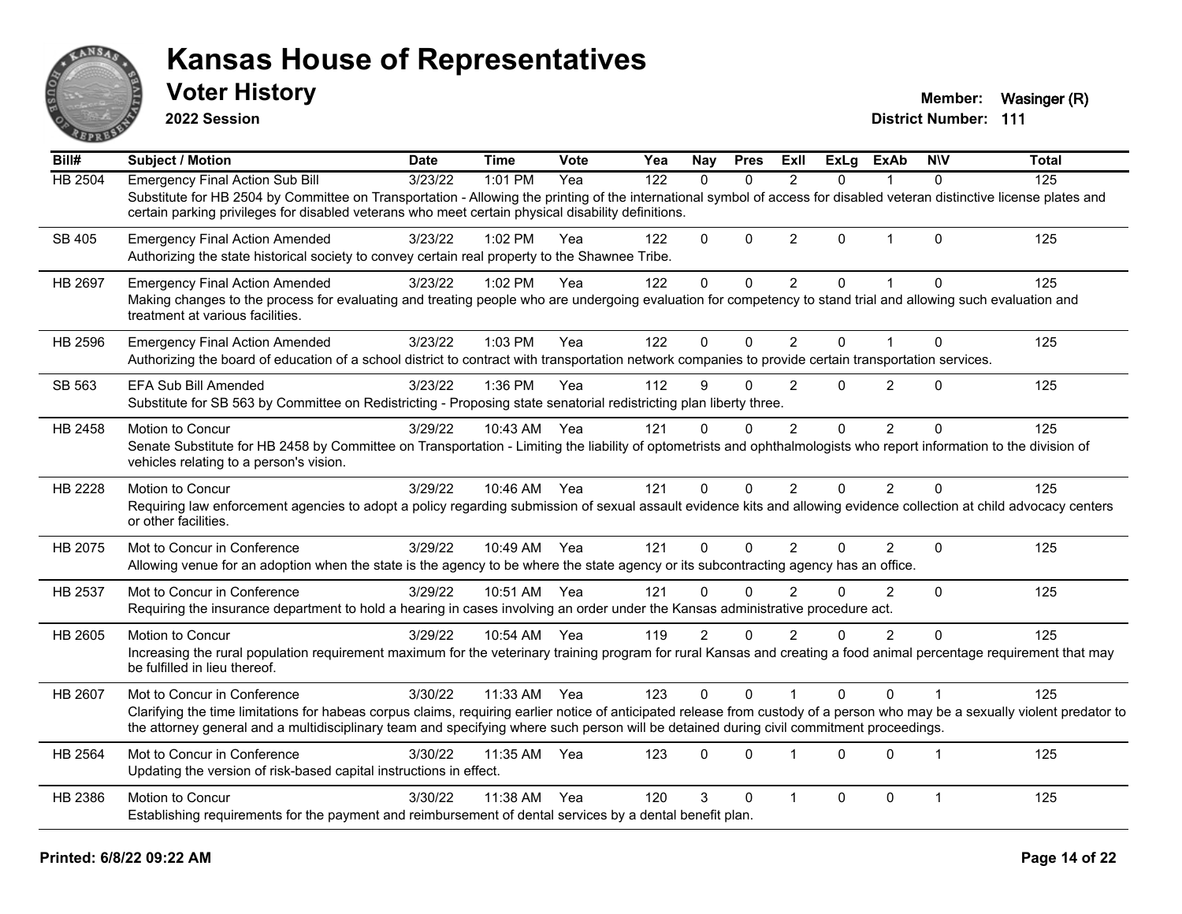# Kansas House of Representatives

## Voter History

**2022 Session**

**Member:** Wasinger (R)
**District Number:** 111

| Bill# | Subject / Motion | Date | Time | Vote | Yea | Nay | Pres | ExII | ExLg | ExAb | N\V | Total |
|---|---|---|---|---|---|---|---|---|---|---|---|---|
| HB 2504 | Emergency Final Action Sub Bill | 3/23/22 | 1:01 PM | Yea | 122 | 0 | 0 | 2 | 0 | 1 | 0 | 125 |
| | Substitute for HB 2504 by Committee on Transportation - Allowing the printing of the international symbol of access for disabled veteran distinctive license plates and certain parking privileges for disabled veterans who meet certain physical disability definitions. | | | | | | | | | | | |
| SB 405 | Emergency Final Action Amended | 3/23/22 | 1:02 PM | Yea | 122 | 0 | 0 | 2 | 0 | 1 | 0 | 125 |
| | Authorizing the state historical society to convey certain real property to the Shawnee Tribe. | | | | | | | | | | | |
| HB 2697 | Emergency Final Action Amended | 3/23/22 | 1:02 PM | Yea | 122 | 0 | 0 | 2 | 0 | 1 | 0 | 125 |
| | Making changes to the process for evaluating and treating people who are undergoing evaluation for competency to stand trial and allowing such evaluation and treatment at various facilities. | | | | | | | | | | | |
| HB 2596 | Emergency Final Action Amended | 3/23/22 | 1:03 PM | Yea | 122 | 0 | 0 | 2 | 0 | 1 | 0 | 125 |
| | Authorizing the board of education of a school district to contract with transportation network companies to provide certain transportation services. | | | | | | | | | | | |
| SB 563 | EFA Sub Bill Amended | 3/23/22 | 1:36 PM | Yea | 112 | 9 | 0 | 2 | 0 | 2 | 0 | 125 |
| | Substitute for SB 563 by Committee on Redistricting - Proposing state senatorial redistricting plan liberty three. | | | | | | | | | | | |
| HB 2458 | Motion to Concur | 3/29/22 | 10:43 AM | Yea | 121 | 0 | 0 | 2 | 0 | 2 | 0 | 125 |
| | Senate Substitute for HB 2458 by Committee on Transportation - Limiting the liability of optometrists and ophthalmologists who report information to the division of vehicles relating to a person's vision. | | | | | | | | | | | |
| HB 2228 | Motion to Concur | 3/29/22 | 10:46 AM | Yea | 121 | 0 | 0 | 2 | 0 | 2 | 0 | 125 |
| | Requiring law enforcement agencies to adopt a policy regarding submission of sexual assault evidence kits and allowing evidence collection at child advocacy centers or other facilities. | | | | | | | | | | | |
| HB 2075 | Mot to Concur in Conference | 3/29/22 | 10:49 AM | Yea | 121 | 0 | 0 | 2 | 0 | 2 | 0 | 125 |
| | Allowing venue for an adoption when the state is the agency to be where the state agency or its subcontracting agency has an office. | | | | | | | | | | | |
| HB 2537 | Mot to Concur in Conference | 3/29/22 | 10:51 AM | Yea | 121 | 0 | 0 | 2 | 0 | 2 | 0 | 125 |
| | Requiring the insurance department to hold a hearing in cases involving an order under the Kansas administrative procedure act. | | | | | | | | | | | |
| HB 2605 | Motion to Concur | 3/29/22 | 10:54 AM | Yea | 119 | 2 | 0 | 2 | 0 | 2 | 0 | 125 |
| | Increasing the rural population requirement maximum for the veterinary training program for rural Kansas and creating a food animal percentage requirement that may be fulfilled in lieu thereof. | | | | | | | | | | | |
| HB 2607 | Mot to Concur in Conference | 3/30/22 | 11:33 AM | Yea | 123 | 0 | 0 | 1 | 0 | 0 | 1 | 125 |
| | Clarifying the time limitations for habeas corpus claims, requiring earlier notice of anticipated release from custody of a person who may be a sexually violent predator to the attorney general and a multidisciplinary team and specifying where such person will be detained during civil commitment proceedings. | | | | | | | | | | | |
| HB 2564 | Mot to Concur in Conference | 3/30/22 | 11:35 AM | Yea | 123 | 0 | 0 | 1 | 0 | 0 | 1 | 125 |
| | Updating the version of risk-based capital instructions in effect. | | | | | | | | | | | |
| HB 2386 | Motion to Concur | 3/30/22 | 11:38 AM | Yea | 120 | 3 | 0 | 1 | 0 | 0 | 1 | 125 |
| | Establishing requirements for the payment and reimbursement of dental services by a dental benefit plan. | | | | | | | | | | | |

**Printed: 6/8/22 09:22 AM**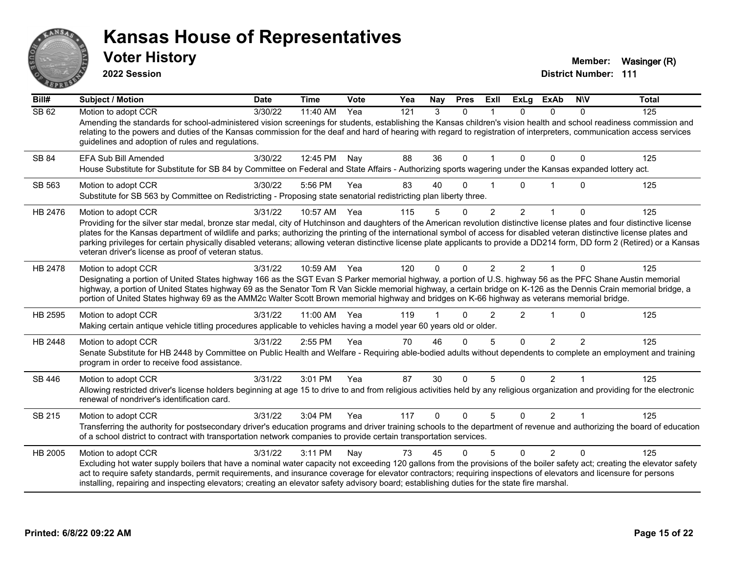# Kansas House of Representatives

## Voter History

**2022 Session**

**Member:** Wasinger (R)
**District Number:** 111

| Bill# | Subject / Motion | Date | Time | Vote | Yea | Nay | Pres | ExII | ExLg | ExAb | N\V | Total |
|---|---|---|---|---|---|---|---|---|---|---|---|---|
| SB 62 | Motion to adopt CCR | 3/30/22 | 11:40 AM | Yea | 121 | 3 | 0 | 1 | 0 | 0 | 0 | 125 |
| | Amending the standards for school-administered vision screenings for students, establishing the Kansas children's vision health and school readiness commission and relating to the powers and duties of the Kansas commission for the deaf and hard of hearing with regard to registration of interpreters, communication access services guidelines and adoption of rules and regulations. | | | | | | | | | | | |
| SB 84 | EFA Sub Bill Amended | 3/30/22 | 12:45 PM | Nay | 88 | 36 | 0 | 1 | 0 | 0 | 0 | 125 |
| | House Substitute for Substitute for SB 84 by Committee on Federal and State Affairs - Authorizing sports wagering under the Kansas expanded lottery act. | | | | | | | | | | | |
| SB 563 | Motion to adopt CCR | 3/30/22 | 5:56 PM | Yea | 83 | 40 | 0 | 1 | 0 | 1 | 0 | 125 |
| | Substitute for SB 563 by Committee on Redistricting - Proposing state senatorial redistricting plan liberty three. | | | | | | | | | | | |
| HB 2476 | Motion to adopt CCR | 3/31/22 | 10:57 AM | Yea | 115 | 5 | 0 | 2 | 2 | 1 | 0 | 125 |
| | Providing for the silver star medal, bronze star medal, city of Hutchinson and daughters of the American revolution distinctive license plates and four distinctive license plates for the Kansas department of wildlife and parks; authorizing the printing of the international symbol of access for disabled veteran distinctive license plates and parking privileges for certain physically disabled veterans; allowing veteran distinctive license plate applicants to provide a DD214 form, DD form 2 (Retired) or a Kansas veteran driver's license as proof of veteran status. | | | | | | | | | | | |
| HB 2478 | Motion to adopt CCR | 3/31/22 | 10:59 AM | Yea | 120 | 0 | 0 | 2 | 2 | 1 | 0 | 125 |
| | Designating a portion of United States highway 166 as the SGT Evan S Parker memorial highway, a portion of U.S. highway 56 as the PFC Shane Austin memorial highway, a portion of United States highway 69 as the Senator Tom R Van Sickle memorial highway, a certain bridge on K-126 as the Dennis Crain memorial bridge, a portion of United States highway 69 as the AMM2c Walter Scott Brown memorial highway and bridges on K-66 highway as veterans memorial bridge. | | | | | | | | | | | |
| HB 2595 | Motion to adopt CCR | 3/31/22 | 11:00 AM | Yea | 119 | 1 | 0 | 2 | 2 | 1 | 0 | 125 |
| | Making certain antique vehicle titling procedures applicable to vehicles having a model year 60 years old or older. | | | | | | | | | | | |
| HB 2448 | Motion to adopt CCR | 3/31/22 | 2:55 PM | Yea | 70 | 46 | 0 | 5 | 0 | 2 | 2 | 125 |
| | Senate Substitute for HB 2448 by Committee on Public Health and Welfare - Requiring able-bodied adults without dependents to complete an employment and training program in order to receive food assistance. | | | | | | | | | | | |
| SB 446 | Motion to adopt CCR | 3/31/22 | 3:01 PM | Yea | 87 | 30 | 0 | 5 | 0 | 2 | 1 | 125 |
| | Allowing restricted driver's license holders beginning at age 15 to drive to and from religious activities held by any religious organization and providing for the electronic renewal of nondriver's identification card. | | | | | | | | | | | |
| SB 215 | Motion to adopt CCR | 3/31/22 | 3:04 PM | Yea | 117 | 0 | 0 | 5 | 0 | 2 | 1 | 125 |
| | Transferring the authority for postsecondary driver's education programs and driver training schools to the department of revenue and authorizing the board of education of a school district to contract with transportation network companies to provide certain transportation services. | | | | | | | | | | | |
| HB 2005 | Motion to adopt CCR | 3/31/22 | 3:11 PM | Nay | 73 | 45 | 0 | 5 | 0 | 2 | 0 | 125 |
| | Excluding hot water supply boilers that have a nominal water capacity not exceeding 120 gallons from the provisions of the boiler safety act; creating the elevator safety act to require safety standards, permit requirements, and insurance coverage for elevator contractors; requiring inspections of elevators and licensure for persons installing, repairing and inspecting elevators; creating an elevator safety advisory board; establishing duties for the state fire marshal. | | | | | | | | | | | |

**Printed: 6/8/22 09:22 AM**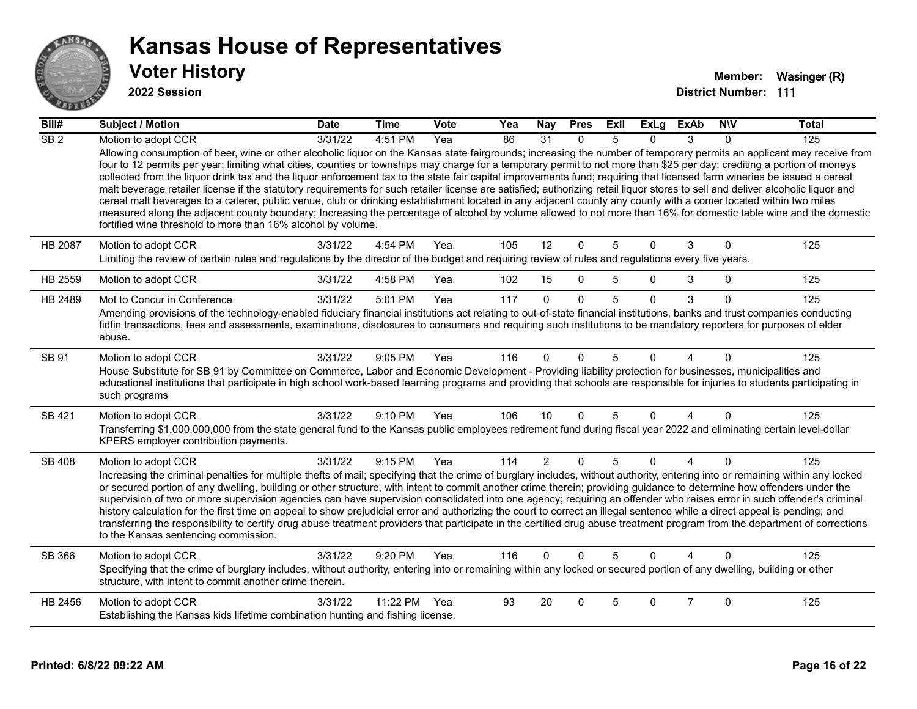# Kansas House of Representatives

## Voter History

**2022 Session**

**Member:** Wasinger (R)

**District Number:** 111

| Bill# | Subject / Motion | Date | Time | Vote | Yea | Nay | Pres | ExII | ExLg | ExAb | N\V | Total |
|---|---|---|---|---|---|---|---|---|---|---|---|---|
| SB 2 | Motion to adopt CCR | 3/31/22 | 4:51 PM | Yea | 86 | 31 | 0 | 5 | 0 | 3 | 0 | 125 |
| | Allowing consumption of beer, wine or other alcoholic liquor on the Kansas state fairgrounds; increasing the number of temporary permits an applicant may receive from four to 12 permits per year; limiting what cities, counties or townships may charge for a temporary permit to not more than $25 per day; crediting a portion of moneys collected from the liquor drink tax and the liquor enforcement tax to the state fair capital improvements fund; requiring that licensed farm wineries be issued a cereal malt beverage retailer license if the statutory requirements for such retailer license are satisfied; authorizing retail liquor stores to sell and deliver alcoholic liquor and cereal malt beverages to a caterer, public venue, club or drinking establishment located in any adjacent county any county with a comer located within two miles measured along the adjacent county boundary; Increasing the percentage of alcohol by volume allowed to not more than 16% for domestic table wine and the domestic fortified wine threshold to more than 16% alcohol by volume. | | | | | | | | | | | |
| HB 2087 | Motion to adopt CCR | 3/31/22 | 4:54 PM | Yea | 105 | 12 | 0 | 5 | 0 | 3 | 0 | 125 |
| | Limiting the review of certain rules and regulations by the director of the budget and requiring review of rules and regulations every five years. | | | | | | | | | | | |
| HB 2559 | Motion to adopt CCR | 3/31/22 | 4:58 PM | Yea | 102 | 15 | 0 | 5 | 0 | 3 | 0 | 125 |
| HB 2489 | Mot to Concur in Conference | 3/31/22 | 5:01 PM | Yea | 117 | 0 | 0 | 5 | 0 | 3 | 0 | 125 |
| | Amending provisions of the technology-enabled fiduciary financial institutions act relating to out-of-state financial institutions, banks and trust companies conducting fidfin transactions, fees and assessments, examinations, disclosures to consumers and requiring such institutions to be mandatory reporters for purposes of elder abuse. | | | | | | | | | | | |
| SB 91 | Motion to adopt CCR | 3/31/22 | 9:05 PM | Yea | 116 | 0 | 0 | 5 | 0 | 4 | 0 | 125 |
| | House Substitute for SB 91 by Committee on Commerce, Labor and Economic Development - Providing liability protection for businesses, municipalities and educational institutions that participate in high school work-based learning programs and providing that schools are responsible for injuries to students participating in such programs | | | | | | | | | | | |
| SB 421 | Motion to adopt CCR | 3/31/22 | 9:10 PM | Yea | 106 | 10 | 0 | 5 | 0 | 4 | 0 | 125 |
| | Transferring $1,000,000,000 from the state general fund to the Kansas public employees retirement fund during fiscal year 2022 and eliminating certain level-dollar KPERS employer contribution payments. | | | | | | | | | | | |
| SB 408 | Motion to adopt CCR | 3/31/22 | 9:15 PM | Yea | 114 | 2 | 0 | 5 | 0 | 4 | 0 | 125 |
| | Increasing the criminal penalties for multiple thefts of mail; specifying that the crime of burglary includes, without authority, entering into or remaining within any locked or secured portion of any dwelling, building or other structure, with intent to commit another crime therein; providing guidance to determine how offenders under the supervision of two or more supervision agencies can have supervision consolidated into one agency; requiring an offender who raises error in such offender's criminal history calculation for the first time on appeal to show prejudicial error and authorizing the court to correct an illegal sentence while a direct appeal is pending; and transferring the responsibility to certify drug abuse treatment providers that participate in the certified drug abuse treatment program from the department of corrections to the Kansas sentencing commission. | | | | | | | | | | | |
| SB 366 | Motion to adopt CCR | 3/31/22 | 9:20 PM | Yea | 116 | 0 | 0 | 5 | 0 | 4 | 0 | 125 |
| | Specifying that the crime of burglary includes, without authority, entering into or remaining within any locked or secured portion of any dwelling, building or other structure, with intent to commit another crime therein. | | | | | | | | | | | |
| HB 2456 | Motion to adopt CCR | 3/31/22 | 11:22 PM | Yea | 93 | 20 | 0 | 5 | 0 | 7 | 0 | 125 |
| | Establishing the Kansas kids lifetime combination hunting and fishing license. | | | | | | | | | | | |

Printed: 6/8/22 09:22 AM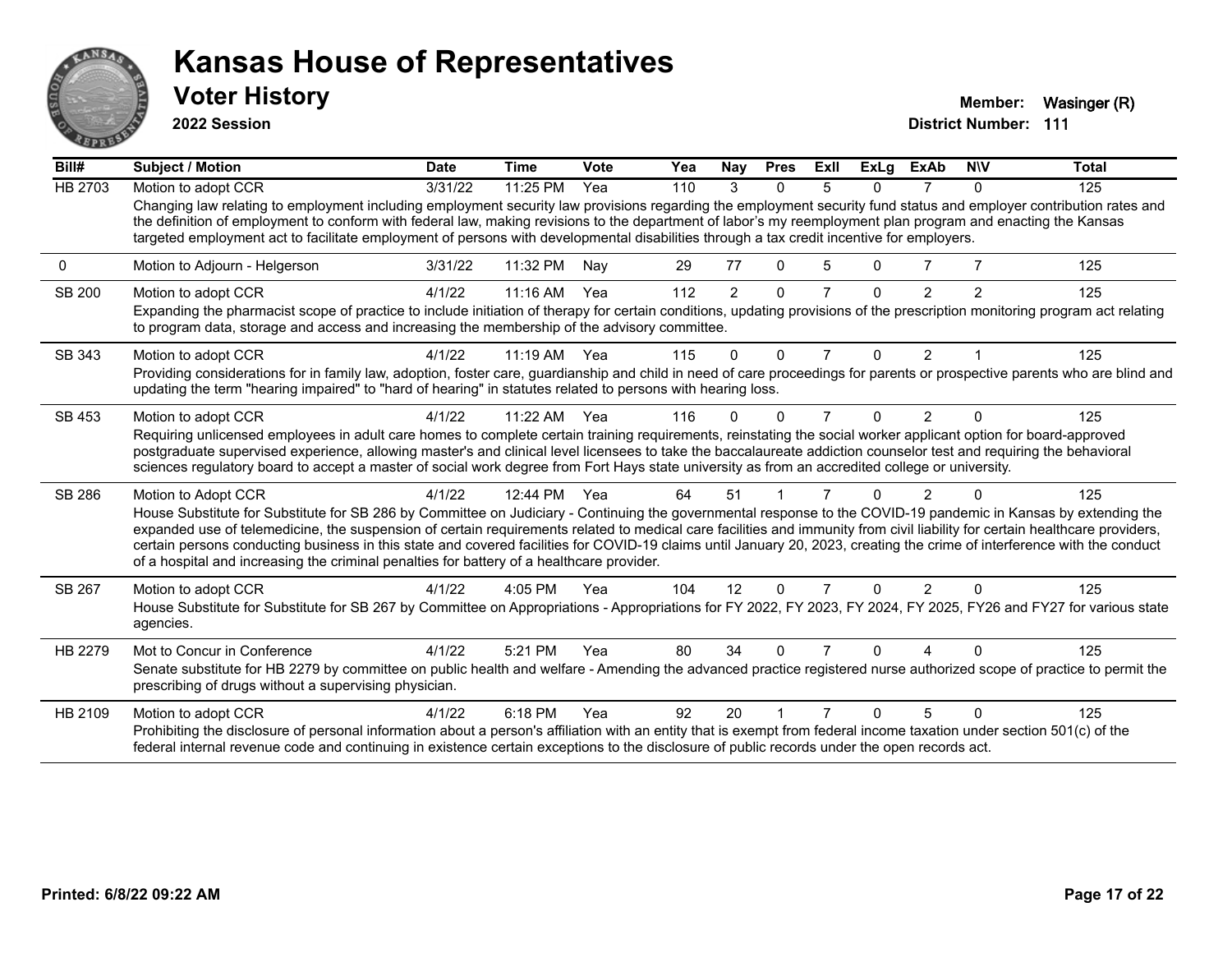# Kansas House of Representatives

## Voter History

**2022 Session**

**Member:** Wasinger (R)
**District Number:** 111

| Bill# | Subject / Motion | Date | Time | Vote | Yea | Nay | Pres | ExII | ExLg | ExAb | N\V | Total |
|---|---|---|---|---|---|---|---|---|---|---|---|---|
| HB 2703 | Motion to adopt CCR | 3/31/22 | 11:25 PM | Yea | 110 | 3 | 0 | 5 | 0 | 7 | 0 | 125 |
| | Changing law relating to employment including employment security law provisions regarding the employment security fund status and employer contribution rates and the definition of employment to conform with federal law, making revisions to the department of labor's my reemployment plan program and enacting the Kansas targeted employment act to facilitate employment of persons with developmental disabilities through a tax credit incentive for employers. | | | | | | | | | | | |
| 0 | Motion to Adjourn - Helgerson | 3/31/22 | 11:32 PM | Nay | 29 | 77 | 0 | 5 | 0 | 7 | 7 | 125 |
| SB 200 | Motion to adopt CCR | 4/1/22 | 11:16 AM | Yea | 112 | 2 | 0 | 7 | 0 | 2 | 2 | 125 |
| | Expanding the pharmacist scope of practice to include initiation of therapy for certain conditions, updating provisions of the prescription monitoring program act relating to program data, storage and access and increasing the membership of the advisory committee. | | | | | | | | | | | |
| SB 343 | Motion to adopt CCR | 4/1/22 | 11:19 AM | Yea | 115 | 0 | 0 | 7 | 0 | 2 | 1 | 125 |
| | Providing considerations for in family law, adoption, foster care, guardianship and child in need of care proceedings for parents or prospective parents who are blind and updating the term "hearing impaired" to "hard of hearing" in statutes related to persons with hearing loss. | | | | | | | | | | | |
| SB 453 | Motion to adopt CCR | 4/1/22 | 11:22 AM | Yea | 116 | 0 | 0 | 7 | 0 | 2 | 0 | 125 |
| | Requiring unlicensed employees in adult care homes to complete certain training requirements, reinstating the social worker applicant option for board-approved postgraduate supervised experience, allowing master's and clinical level licensees to take the baccalaureate addiction counselor test and requiring the behavioral sciences regulatory board to accept a master of social work degree from Fort Hays state university as from an accredited college or university. | | | | | | | | | | | |
| SB 286 | Motion to Adopt CCR | 4/1/22 | 12:44 PM | Yea | 64 | 51 | 1 | 7 | 0 | 2 | 0 | 125 |
| | House Substitute for Substitute for SB 286 by Committee on Judiciary - Continuing the governmental response to the COVID-19 pandemic in Kansas by extending the expanded use of telemedicine, the suspension of certain requirements related to medical care facilities and immunity from civil liability for certain healthcare providers, certain persons conducting business in this state and covered facilities for COVID-19 claims until January 20, 2023, creating the crime of interference with the conduct of a hospital and increasing the criminal penalties for battery of a healthcare provider. | | | | | | | | | | | |
| SB 267 | Motion to adopt CCR | 4/1/22 | 4:05 PM | Yea | 104 | 12 | 0 | 7 | 0 | 2 | 0 | 125 |
| | House Substitute for Substitute for SB 267 by Committee on Appropriations - Appropriations for FY 2022, FY 2023, FY 2024, FY 2025, FY26 and FY27 for various state agencies. | | | | | | | | | | | |
| HB 2279 | Mot to Concur in Conference | 4/1/22 | 5:21 PM | Yea | 80 | 34 | 0 | 7 | 0 | 4 | 0 | 125 |
| | Senate substitute for HB 2279 by committee on public health and welfare - Amending the advanced practice registered nurse authorized scope of practice to permit the prescribing of drugs without a supervising physician. | | | | | | | | | | | |
| HB 2109 | Motion to adopt CCR | 4/1/22 | 6:18 PM | Yea | 92 | 20 | 1 | 7 | 0 | 5 | 0 | 125 |
| | Prohibiting the disclosure of personal information about a person's affiliation with an entity that is exempt from federal income taxation under section 501(c) of the federal internal revenue code and continuing in existence certain exceptions to the disclosure of public records under the open records act. | | | | | | | | | | | |

**Printed: 6/8/22 09:22 AM**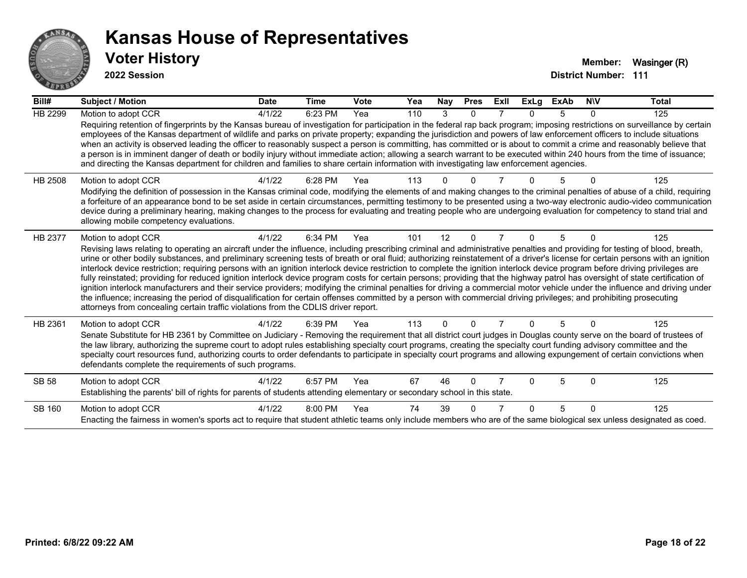# Kansas House of Representatives

## Voter History

**2022 Session**

**Member:** Wasinger (R)
**District Number:** 111

| Bill# | Subject / Motion | Date | Time | Vote | Yea | Nay | Pres | ExII | ExLg | ExAb | N\V | Total |
|---|---|---|---|---|---|---|---|---|---|---|---|---|
| HB 2299 | Motion to adopt CCR | 4/1/22 | 6:23 PM | Yea | 110 | 3 | 0 | 7 | 0 | 5 | 0 | 125 |
| | Requiring retention of fingerprints by the Kansas bureau of investigation for participation in the federal rap back program; imposing restrictions on surveillance by certain employees of the Kansas department of wildlife and parks on private property; expanding the jurisdiction and powers of law enforcement officers to include situations when an activity is observed leading the officer to reasonably suspect a person is committing, has committed or is about to commit a crime and reasonably believe that a person is in imminent danger of death or bodily injury without immediate action; allowing a search warrant to be executed within 240 hours from the time of issuance; and directing the Kansas department for children and families to share certain information with investigating law enforcement agencies. | | | | | | | | | | | |
| HB 2508 | Motion to adopt CCR | 4/1/22 | 6:28 PM | Yea | 113 | 0 | 0 | 7 | 0 | 5 | 0 | 125 |
| | Modifying the definition of possession in the Kansas criminal code, modifying the elements of and making changes to the criminal penalties of abuse of a child, requiring a forfeiture of an appearance bond to be set aside in certain circumstances, permitting testimony to be presented using a two-way electronic audio-video communication device during a preliminary hearing, making changes to the process for evaluating and treating people who are undergoing evaluation for competency to stand trial and allowing mobile competency evaluations. | | | | | | | | | | | |
| HB 2377 | Motion to adopt CCR | 4/1/22 | 6:34 PM | Yea | 101 | 12 | 0 | 7 | 0 | 5 | 0 | 125 |
| | Revising laws relating to operating an aircraft under the influence, including prescribing criminal and administrative penalties and providing for testing of blood, breath, urine or other bodily substances, and preliminary screening tests of breath or oral fluid; authorizing reinstatement of a driver's license for certain persons with an ignition interlock device restriction; requiring persons with an ignition interlock device restriction to complete the ignition interlock device program before driving privileges are fully reinstated; providing for reduced ignition interlock device program costs for certain persons; providing that the highway patrol has oversight of state certification of ignition interlock manufacturers and their service providers; modifying the criminal penalties for driving a commercial motor vehicle under the influence and driving under the influence; increasing the period of disqualification for certain offenses committed by a person with commercial driving privileges; and prohibiting prosecuting attorneys from concealing certain traffic violations from the CDLIS driver report. | | | | | | | | | | | |
| HB 2361 | Motion to adopt CCR | 4/1/22 | 6:39 PM | Yea | 113 | 0 | 0 | 7 | 0 | 5 | 0 | 125 |
| | Senate Substitute for HB 2361 by Committee on Judiciary - Removing the requirement that all district court judges in Douglas county serve on the board of trustees of the law library, authorizing the supreme court to adopt rules establishing specialty court programs, creating the specialty court funding advisory committee and the specialty court resources fund, authorizing courts to order defendants to participate in specialty court programs and allowing expungement of certain convictions when defendants complete the requirements of such programs. | | | | | | | | | | | |
| SB 58 | Motion to adopt CCR | 4/1/22 | 6:57 PM | Yea | 67 | 46 | 0 | 7 | 0 | 5 | 0 | 125 |
| | Establishing the parents' bill of rights for parents of students attending elementary or secondary school in this state. | | | | | | | | | | | |
| SB 160 | Motion to adopt CCR | 4/1/22 | 8:00 PM | Yea | 74 | 39 | 0 | 7 | 0 | 5 | 0 | 125 |
| | Enacting the fairness in women's sports act to require that student athletic teams only include members who are of the same biological sex unless designated as coed. | | | | | | | | | | | |

**Printed: 6/8/22 09:22 AM**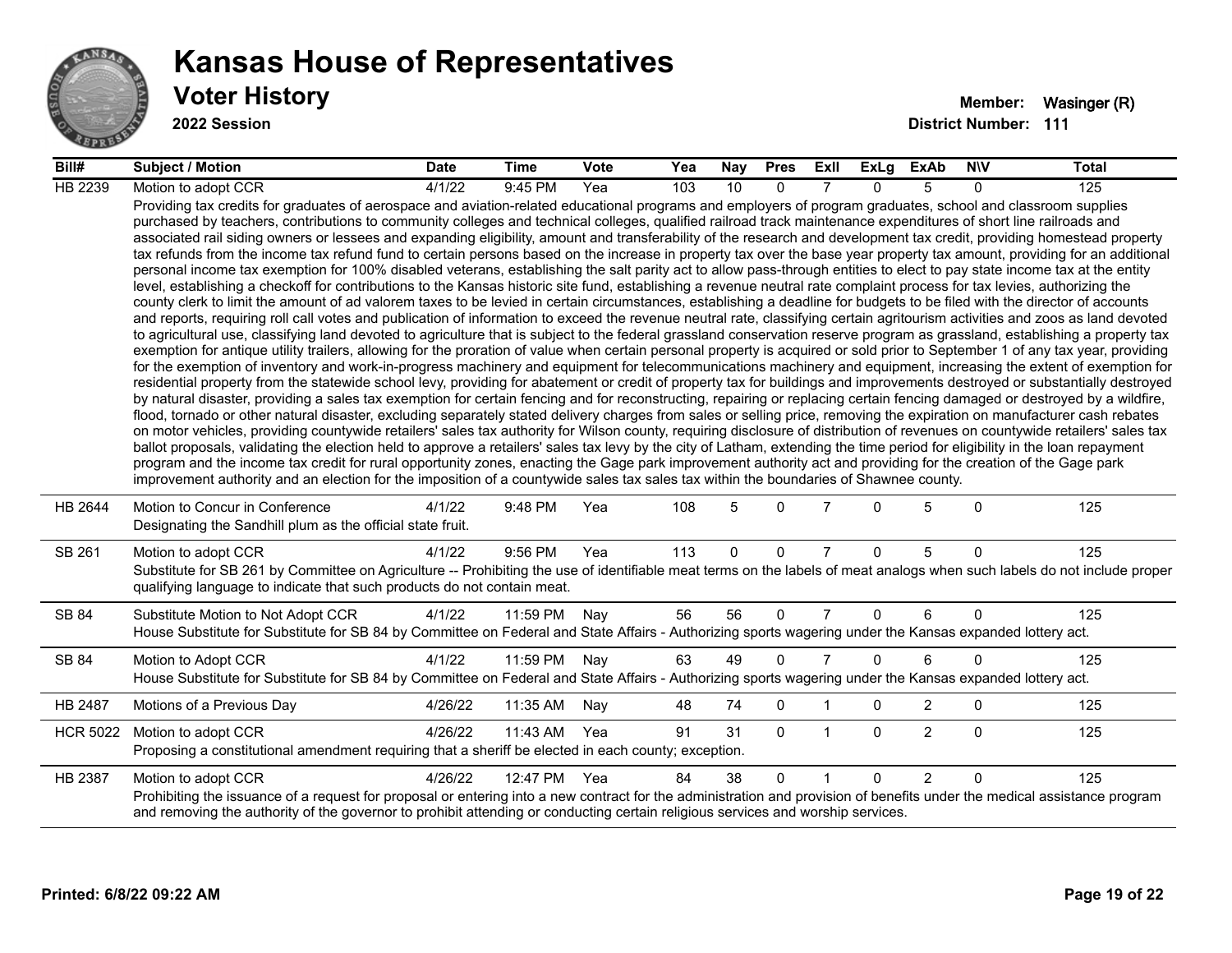# Kansas House of Representatives

## Voter History

**2022 Session**

**Member:** Wasinger (R)
**District Number:** 111

| Bill# | Subject / Motion | Date | Time | Vote | Yea | Nay | Pres | ExII | ExLg | ExAb | N\V | Total |
|---|---|---|---|---|---|---|---|---|---|---|---|---|
| HB 2239 | Motion to adopt CCR | 4/1/22 | 9:45 PM | Yea | 103 | 10 | 0 | 7 | 0 | 5 | 0 | 125 |
| | Providing tax credits for graduates of aerospace and aviation-related educational programs and employers of program graduates, school and classroom supplies purchased by teachers, contributions to community colleges and technical colleges, qualified railroad track maintenance expenditures of short line railroads and associated rail siding owners or lessees and expanding eligibility, amount and transferability of the research and development tax credit, providing homestead property tax refunds from the income tax refund fund to certain persons based on the increase in property tax over the base year property tax amount, providing for an additional personal income tax exemption for 100% disabled veterans, establishing the salt parity act to allow pass-through entities to elect to pay state income tax at the entity level, establishing a checkoff for contributions to the Kansas historic site fund, establishing a revenue neutral rate complaint process for tax levies, authorizing the county clerk to limit the amount of ad valorem taxes to be levied in certain circumstances, establishing a deadline for budgets to be filed with the director of accounts and reports, requiring roll call votes and publication of information to exceed the revenue neutral rate, classifying certain agritourism activities and zoos as land devoted to agricultural use, classifying land devoted to agriculture that is subject to the federal grassland conservation reserve program as grassland, establishing a property tax exemption for antique utility trailers, allowing for the proration of value when certain personal property is acquired or sold prior to September 1 of any tax year, providing for the exemption of inventory and work-in-progress machinery and equipment for telecommunications machinery and equipment, increasing the extent of exemption for residential property from the statewide school levy, providing for abatement or credit of property tax for buildings and improvements destroyed or substantially destroyed by natural disaster, providing a sales tax exemption for certain fencing and for reconstructing, repairing or replacing certain fencing damaged or destroyed by a wildfire, flood, tornado or other natural disaster, excluding separately stated delivery charges from sales or selling price, removing the expiration on manufacturer cash rebates on motor vehicles, providing countywide retailers' sales tax authority for Wilson county, requiring disclosure of distribution of revenues on countywide retailers' sales tax ballot proposals, validating the election held to approve a retailers' sales tax levy by the city of Latham, extending the time period for eligibility in the loan repayment program and the income tax credit for rural opportunity zones, enacting the Gage park improvement authority act and providing for the creation of the Gage park improvement authority and an election for the imposition of a countywide sales tax sales tax within the boundaries of Shawnee county. | | | | | | | | | | | |
| HB 2644 | Motion to Concur in Conference | 4/1/22 | 9:48 PM | Yea | 108 | 5 | 0 | 7 | 0 | 5 | 0 | 125 |
| | Designating the Sandhill plum as the official state fruit. | | | | | | | | | | | |
| SB 261 | Motion to adopt CCR | 4/1/22 | 9:56 PM | Yea | 113 | 0 | 0 | 7 | 0 | 5 | 0 | 125 |
| | Substitute for SB 261 by Committee on Agriculture -- Prohibiting the use of identifiable meat terms on the labels of meat analogs when such labels do not include proper qualifying language to indicate that such products do not contain meat. | | | | | | | | | | | |
| SB 84 | Substitute Motion to Not Adopt CCR | 4/1/22 | 11:59 PM | Nay | 56 | 56 | 0 | 7 | 0 | 6 | 0 | 125 |
| | House Substitute for Substitute for SB 84 by Committee on Federal and State Affairs - Authorizing sports wagering under the Kansas expanded lottery act. | | | | | | | | | | | |
| SB 84 | Motion to Adopt CCR | 4/1/22 | 11:59 PM | Nay | 63 | 49 | 0 | 7 | 0 | 6 | 0 | 125 |
| | House Substitute for Substitute for SB 84 by Committee on Federal and State Affairs - Authorizing sports wagering under the Kansas expanded lottery act. | | | | | | | | | | | |
| HB 2487 | Motions of a Previous Day | 4/26/22 | 11:35 AM | Nay | 48 | 74 | 0 | 1 | 0 | 2 | 0 | 125 |
| HCR 5022 | Motion to adopt CCR | 4/26/22 | 11:43 AM | Yea | 91 | 31 | 0 | 1 | 0 | 2 | 0 | 125 |
| | Proposing a constitutional amendment requiring that a sheriff be elected in each county; exception. | | | | | | | | | | | |
| HB 2387 | Motion to adopt CCR | 4/26/22 | 12:47 PM | Yea | 84 | 38 | 0 | 1 | 0 | 2 | 0 | 125 |
| | Prohibiting the issuance of a request for proposal or entering into a new contract for the administration and provision of benefits under the medical assistance program and removing the authority of the governor to prohibit attending or conducting certain religious services and worship services. | | | | | | | | | | | |

**Printed: 6/8/22 09:22 AM**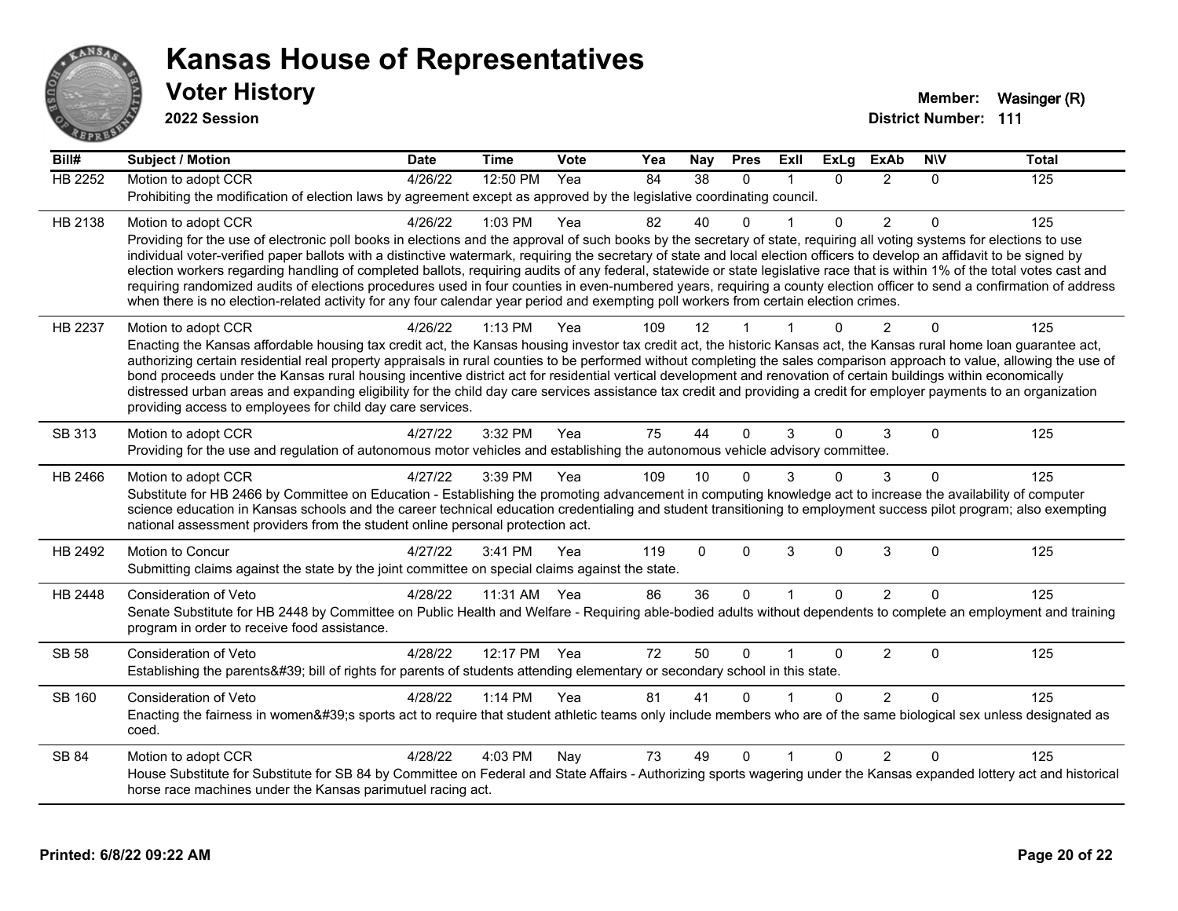# Kansas House of Representatives

## Voter History

**2022 Session**

**Member:** Wasinger (R)
**District Number:** 111

| Bill# | Subject / Motion | Date | Time | Vote | Yea | Nay | Pres | ExII | ExLg | ExAb | N\V | Total |
|---|---|---|---|---|---|---|---|---|---|---|---|---|
| HB 2252 | Motion to adopt CCR | 4/26/22 | 12:50 PM | Yea | 84 | 38 | 0 | 1 | 0 | 2 | 0 | 125 |
| | Prohibiting the modification of election laws by agreement except as approved by the legislative coordinating council. | | | | | | | | | | | |
| HB 2138 | Motion to adopt CCR | 4/26/22 | 1:03 PM | Yea | 82 | 40 | 0 | 1 | 0 | 2 | 0 | 125 |
| | Providing for the use of electronic poll books in elections and the approval of such books by the secretary of state, requiring all voting systems for elections to use individual voter-verified paper ballots with a distinctive watermark, requiring the secretary of state and local election officers to develop an affidavit to be signed by election workers regarding handling of completed ballots, requiring audits of any federal, statewide or state legislative race that is within 1% of the total votes cast and requiring randomized audits of elections procedures used in four counties in even-numbered years, requiring a county election officer to send a confirmation of address when there is no election-related activity for any four calendar year period and exempting poll workers from certain election crimes. | | | | | | | | | | | |
| HB 2237 | Motion to adopt CCR | 4/26/22 | 1:13 PM | Yea | 109 | 12 | 1 | 1 | 0 | 2 | 0 | 125 |
| | Enacting the Kansas affordable housing tax credit act, the Kansas housing investor tax credit act, the historic Kansas act, the Kansas rural home loan guarantee act, authorizing certain residential real property appraisals in rural counties to be performed without completing the sales comparison approach to value, allowing the use of bond proceeds under the Kansas rural housing incentive district act for residential vertical development and renovation of certain buildings within economically distressed urban areas and expanding eligibility for the child day care services assistance tax credit and providing a credit for employer payments to an organization providing access to employees for child day care services. | | | | | | | | | | | |
| SB 313 | Motion to adopt CCR | 4/27/22 | 3:32 PM | Yea | 75 | 44 | 0 | 3 | 0 | 3 | 0 | 125 |
| | Providing for the use and regulation of autonomous motor vehicles and establishing the autonomous vehicle advisory committee. | | | | | | | | | | | |
| HB 2466 | Motion to adopt CCR | 4/27/22 | 3:39 PM | Yea | 109 | 10 | 0 | 3 | 0 | 3 | 0 | 125 |
| | Substitute for HB 2466 by Committee on Education - Establishing the promoting advancement in computing knowledge act to increase the availability of computer science education in Kansas schools and the career technical education credentialing and student transitioning to employment success pilot program; also exempting national assessment providers from the student online personal protection act. | | | | | | | | | | | |
| HB 2492 | Motion to Concur | 4/27/22 | 3:41 PM | Yea | 119 | 0 | 0 | 3 | 0 | 3 | 0 | 125 |
| | Submitting claims against the state by the joint committee on special claims against the state. | | | | | | | | | | | |
| HB 2448 | Consideration of Veto | 4/28/22 | 11:31 AM | Yea | 86 | 36 | 0 | 1 | 0 | 2 | 0 | 125 |
| | Senate Substitute for HB 2448 by Committee on Public Health and Welfare - Requiring able-bodied adults without dependents to complete an employment and training program in order to receive food assistance. | | | | | | | | | | | |
| SB 58 | Consideration of Veto | 4/28/22 | 12:17 PM | Yea | 72 | 50 | 0 | 1 | 0 | 2 | 0 | 125 |
| | Establishing the parents&#39; bill of rights for parents of students attending elementary or secondary school in this state. | | | | | | | | | | | |
| SB 160 | Consideration of Veto | 4/28/22 | 1:14 PM | Yea | 81 | 41 | 0 | 1 | 0 | 2 | 0 | 125 |
| | Enacting the fairness in women&#39;s sports act to require that student athletic teams only include members who are of the same biological sex unless designated as coed. | | | | | | | | | | | |
| SB 84 | Motion to adopt CCR | 4/28/22 | 4:03 PM | Nay | 73 | 49 | 0 | 1 | 0 | 2 | 0 | 125 |
| | House Substitute for Substitute for SB 84 by Committee on Federal and State Affairs - Authorizing sports wagering under the Kansas expanded lottery act and historical horse race machines under the Kansas parimutuel racing act. | | | | | | | | | | | |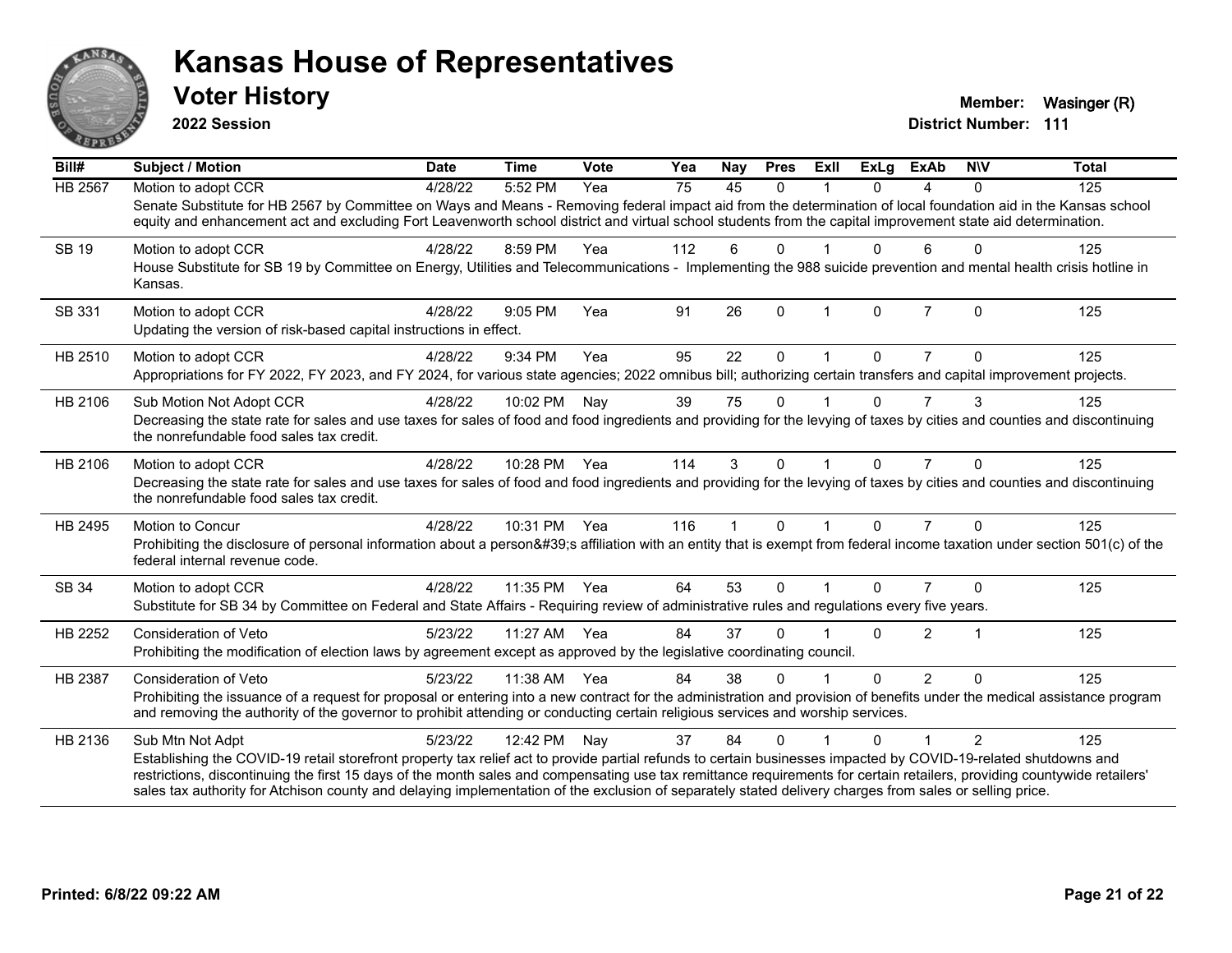# Kansas House of Representatives

## Voter History

**2022 Session**

**Member:** Wasinger (R)
**District Number:** 111

| Bill# | Subject / Motion | Date | Time | Vote | Yea | Nay | Pres | ExII | ExLg | ExAb | N\V | Total |
|---|---|---|---|---|---|---|---|---|---|---|---|---|
| HB 2567 | Motion to adopt CCR | 4/28/22 | 5:52 PM | Yea | 75 | 45 | 0 | 1 | 0 | 4 | 0 | 125 |
| | Senate Substitute for HB 2567 by Committee on Ways and Means - Removing federal impact aid from the determination of local foundation aid in the Kansas school equity and enhancement act and excluding Fort Leavenworth school district and virtual school students from the capital improvement state aid determination. | | | | | | | | | | | |
| SB 19 | Motion to adopt CCR | 4/28/22 | 8:59 PM | Yea | 112 | 6 | 0 | 1 | 0 | 6 | 0 | 125 |
| | House Substitute for SB 19 by Committee on Energy, Utilities and Telecommunications - Implementing the 988 suicide prevention and mental health crisis hotline in Kansas. | | | | | | | | | | | |
| SB 331 | Motion to adopt CCR | 4/28/22 | 9:05 PM | Yea | 91 | 26 | 0 | 1 | 0 | 7 | 0 | 125 |
| | Updating the version of risk-based capital instructions in effect. | | | | | | | | | | | |
| HB 2510 | Motion to adopt CCR | 4/28/22 | 9:34 PM | Yea | 95 | 22 | 0 | 1 | 0 | 7 | 0 | 125 |
| | Appropriations for FY 2022, FY 2023, and FY 2024, for various state agencies; 2022 omnibus bill; authorizing certain transfers and capital improvement projects. | | | | | | | | | | | |
| HB 2106 | Sub Motion Not Adopt CCR | 4/28/22 | 10:02 PM | Nay | 39 | 75 | 0 | 1 | 0 | 7 | 3 | 125 |
| | Decreasing the state rate for sales and use taxes for sales of food and food ingredients and providing for the levying of taxes by cities and counties and discontinuing the nonrefundable food sales tax credit. | | | | | | | | | | | |
| HB 2106 | Motion to adopt CCR | 4/28/22 | 10:28 PM | Yea | 114 | 3 | 0 | 1 | 0 | 7 | 0 | 125 |
| | Decreasing the state rate for sales and use taxes for sales of food and food ingredients and providing for the levying of taxes by cities and counties and discontinuing the nonrefundable food sales tax credit. | | | | | | | | | | | |
| HB 2495 | Motion to Concur | 4/28/22 | 10:31 PM | Yea | 116 | 1 | 0 | 1 | 0 | 7 | 0 | 125 |
| | Prohibiting the disclosure of personal information about a person&#39;s affiliation with an entity that is exempt from federal income taxation under section 501(c) of the federal internal revenue code. | | | | | | | | | | | |
| SB 34 | Motion to adopt CCR | 4/28/22 | 11:35 PM | Yea | 64 | 53 | 0 | 1 | 0 | 7 | 0 | 125 |
| | Substitute for SB 34 by Committee on Federal and State Affairs - Requiring review of administrative rules and regulations every five years. | | | | | | | | | | | |
| HB 2252 | Consideration of Veto | 5/23/22 | 11:27 AM | Yea | 84 | 37 | 0 | 1 | 0 | 2 | 1 | 125 |
| | Prohibiting the modification of election laws by agreement except as approved by the legislative coordinating council. | | | | | | | | | | | |
| HB 2387 | Consideration of Veto | 5/23/22 | 11:38 AM | Yea | 84 | 38 | 0 | 1 | 0 | 2 | 0 | 125 |
| | Prohibiting the issuance of a request for proposal or entering into a new contract for the administration and provision of benefits under the medical assistance program and removing the authority of the governor to prohibit attending or conducting certain religious services and worship services. | | | | | | | | | | | |
| HB 2136 | Sub Mtn Not Adpt | 5/23/22 | 12:42 PM | Nay | 37 | 84 | 0 | 1 | 0 | 1 | 2 | 125 |
| | Establishing the COVID-19 retail storefront property tax relief act to provide partial refunds to certain businesses impacted by COVID-19-related shutdowns and restrictions, discontinuing the first 15 days of the month sales and compensating use tax remittance requirements for certain retailers, providing countywide retailers' sales tax authority for Atchison county and delaying implementation of the exclusion of separately stated delivery charges from sales or selling price. | | | | | | | | | | | |

**Printed: 6/8/22 09:22 AM**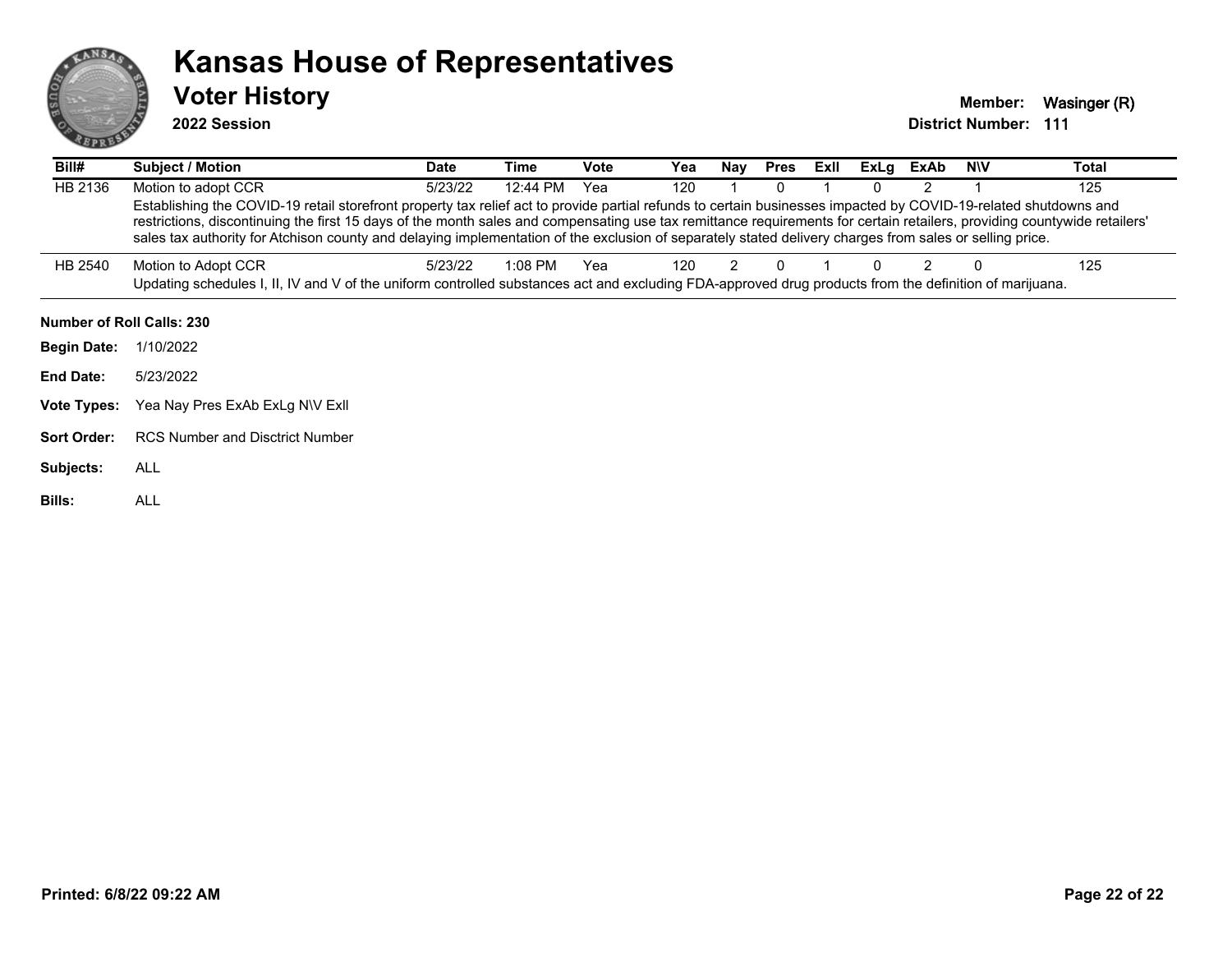# Kansas House of Representatives

## Voter History

**2022 Session**

**Member:** Wasinger (R)

**District Number:** 111

| Bill# | Subject / Motion | Date | Time | Vote | Yea | Nay | Pres | ExII | ExLg | ExAb | N\V | Total |
|---|---|---|---|---|---|---|---|---|---|---|---|---|
| HB 2136 | Motion to adopt CCR | 5/23/22 | 12:44 PM | Yea | 120 | 1 | 0 | 1 | 0 | 2 | 1 | 125 |
| | Establishing the COVID-19 retail storefront property tax relief act to provide partial refunds to certain businesses impacted by COVID-19-related shutdowns and restrictions, discontinuing the first 15 days of the month sales and compensating use tax remittance requirements for certain retailers, providing countywide retailers' sales tax authority for Atchison county and delaying implementation of the exclusion of separately stated delivery charges from sales or selling price. | | | | | | | | | | | |
| HB 2540 | Motion to Adopt CCR | 5/23/22 | 1:08 PM | Yea | 120 | 2 | 0 | 1 | 0 | 2 | 0 | 125 |
| | Updating schedules I, II, IV and V of the uniform controlled substances act and excluding FDA-approved drug products from the definition of marijuana. | | | | | | | | | | | |

**Number of Roll Calls: 230**

**Begin Date:** 1/10/2022

**End Date:** 5/23/2022

**Vote Types:** Yea Nay Pres ExAb ExLg N\V ExII

**Sort Order:** RCS Number and Disctrict Number

**Subjects:** ALL

**Bills:** ALL

**Printed: 6/8/22 09:22 AM**